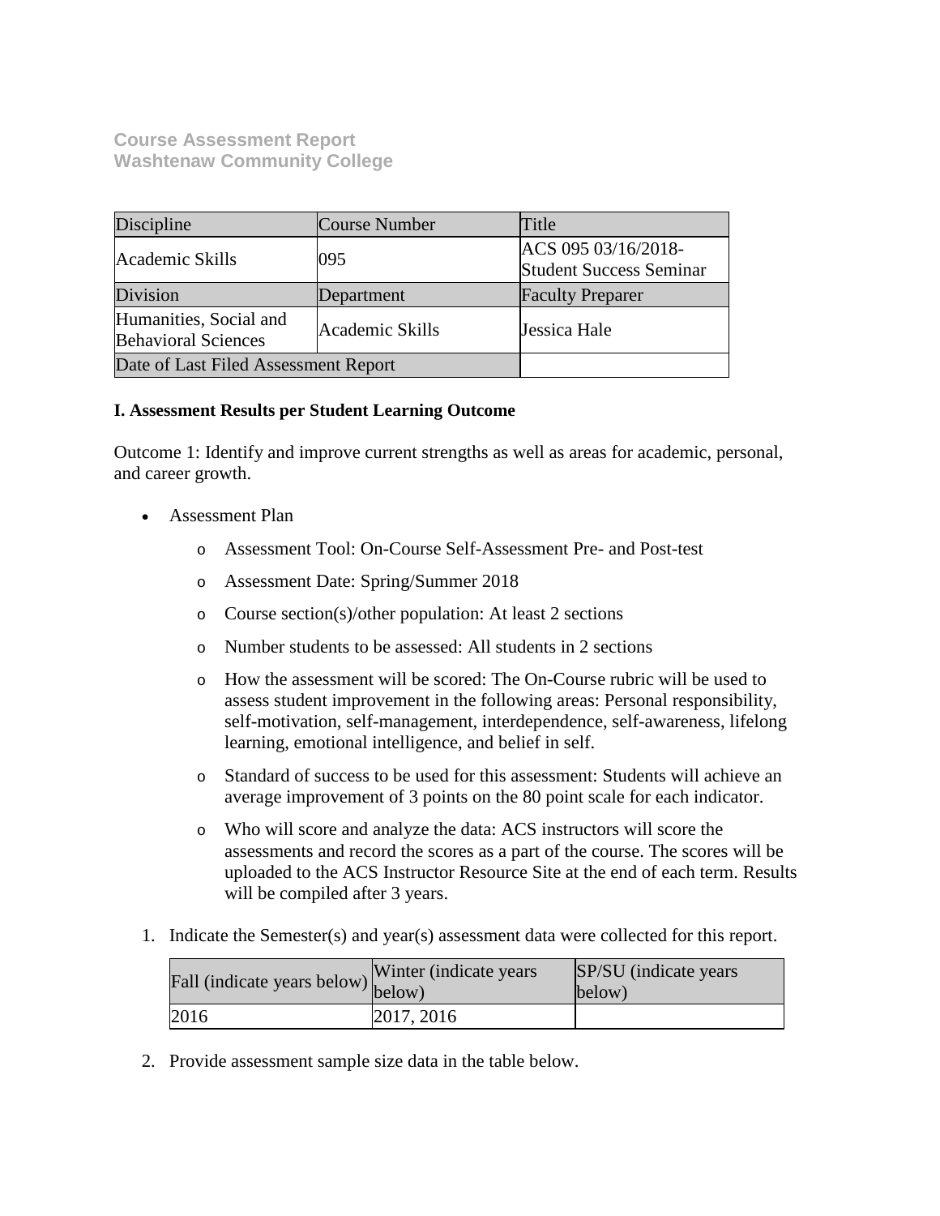**Course Assessment Report**
**Washtenaw Community College**

| Discipline | Course Number | Title |
|---|---|---|
| Academic Skills | 095 | ACS 095 03/16/2018-Student Success Seminar |
| Division | Department | Faculty Preparer |
| Humanities, Social and Behavioral Sciences | Academic Skills | Jessica Hale |
| Date of Last Filed Assessment Report | | |

**I. Assessment Results per Student Learning Outcome**

Outcome 1: Identify and improve current strengths as well as areas for academic, personal, and career growth.

- Assessment Plan
  - Assessment Tool: On-Course Self-Assessment Pre- and Post-test
  - Assessment Date: Spring/Summer 2018
  - Course section(s)/other population: At least 2 sections
  - Number students to be assessed: All students in 2 sections
  - How the assessment will be scored: The On-Course rubric will be used to assess student improvement in the following areas: Personal responsibility, self-motivation, self-management, interdependence, self-awareness, lifelong learning, emotional intelligence, and belief in self.
  - Standard of success to be used for this assessment: Students will achieve an average improvement of 3 points on the 80 point scale for each indicator.
  - Who will score and analyze the data: ACS instructors will score the assessments and record the scores as a part of the course. The scores will be uploaded to the ACS Instructor Resource Site at the end of each term. Results will be compiled after 3 years.

1. Indicate the Semester(s) and year(s) assessment data were collected for this report.

| Fall (indicate years below) | Winter (indicate years below) | SP/SU (indicate years below) |
|---|---|---|
| 2016 | 2017, 2016 | |

2. Provide assessment sample size data in the table below.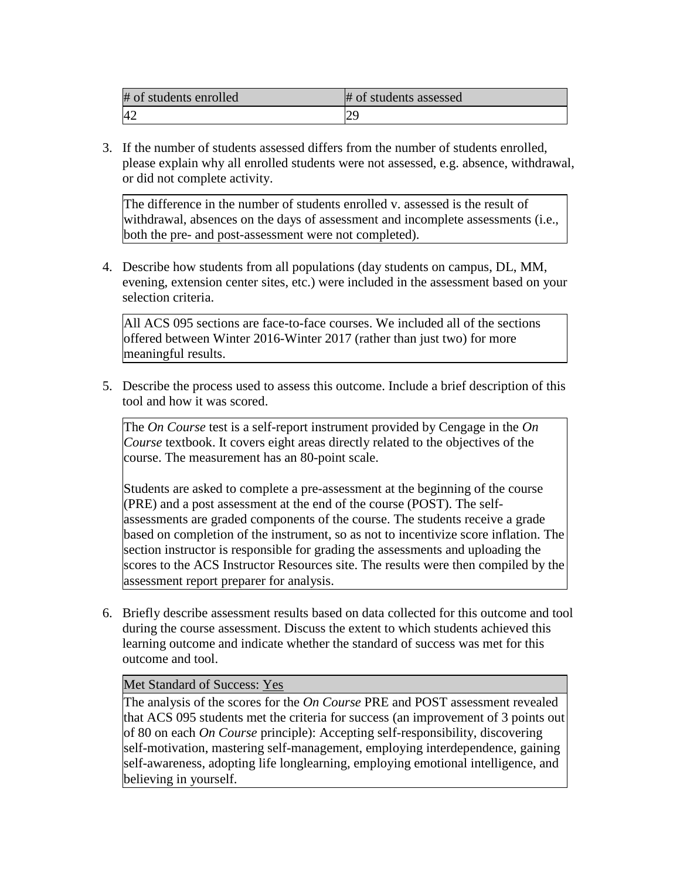| # of students enrolled | # of students assessed |
| --- | --- |
| 42 | 29 |

3. If the number of students assessed differs from the number of students enrolled, please explain why all enrolled students were not assessed, e.g. absence, withdrawal, or did not complete activity.

| The difference in the number of students enrolled v. assessed is the result of withdrawal, absences on the days of assessment and incomplete assessments (i.e., both the pre- and post-assessment were not completed). |
| --- |

4. Describe how students from all populations (day students on campus, DL, MM, evening, extension center sites, etc.) were included in the assessment based on your selection criteria.

| All ACS 095 sections are face-to-face courses. We included all of the sections offered between Winter 2016-Winter 2017 (rather than just two) for more meaningful results. |
| --- |

5. Describe the process used to assess this outcome. Include a brief description of this tool and how it was scored.

The *On Course* test is a self-report instrument provided by Cengage in the *On Course* textbook. It covers eight areas directly related to the objectives of the course. The measurement has an 80-point scale.

Students are asked to complete a pre-assessment at the beginning of the course (PRE) and a post assessment at the end of the course (POST). The self-assessments are graded components of the course. The students receive a grade based on completion of the instrument, so as not to incentivize score inflation. The section instructor is responsible for grading the assessments and uploading the scores to the ACS Instructor Resources site. The results were then compiled by the assessment report preparer for analysis.

6. Briefly describe assessment results based on data collected for this outcome and tool during the course assessment. Discuss the extent to which students achieved this learning outcome and indicate whether the standard of success was met for this outcome and tool.

| Met Standard of Success: Yes |
| --- |
| The analysis of the scores for the *On Course* PRE and POST assessment revealed that ACS 095 students met the criteria for success (an improvement of 3 points out of 80 on each *On Course* principle): Accepting self-responsibility, discovering self-motivation, mastering self-management, employing interdependence, gaining self-awareness, adopting life longlearning, employing emotional intelligence, and believing in yourself. |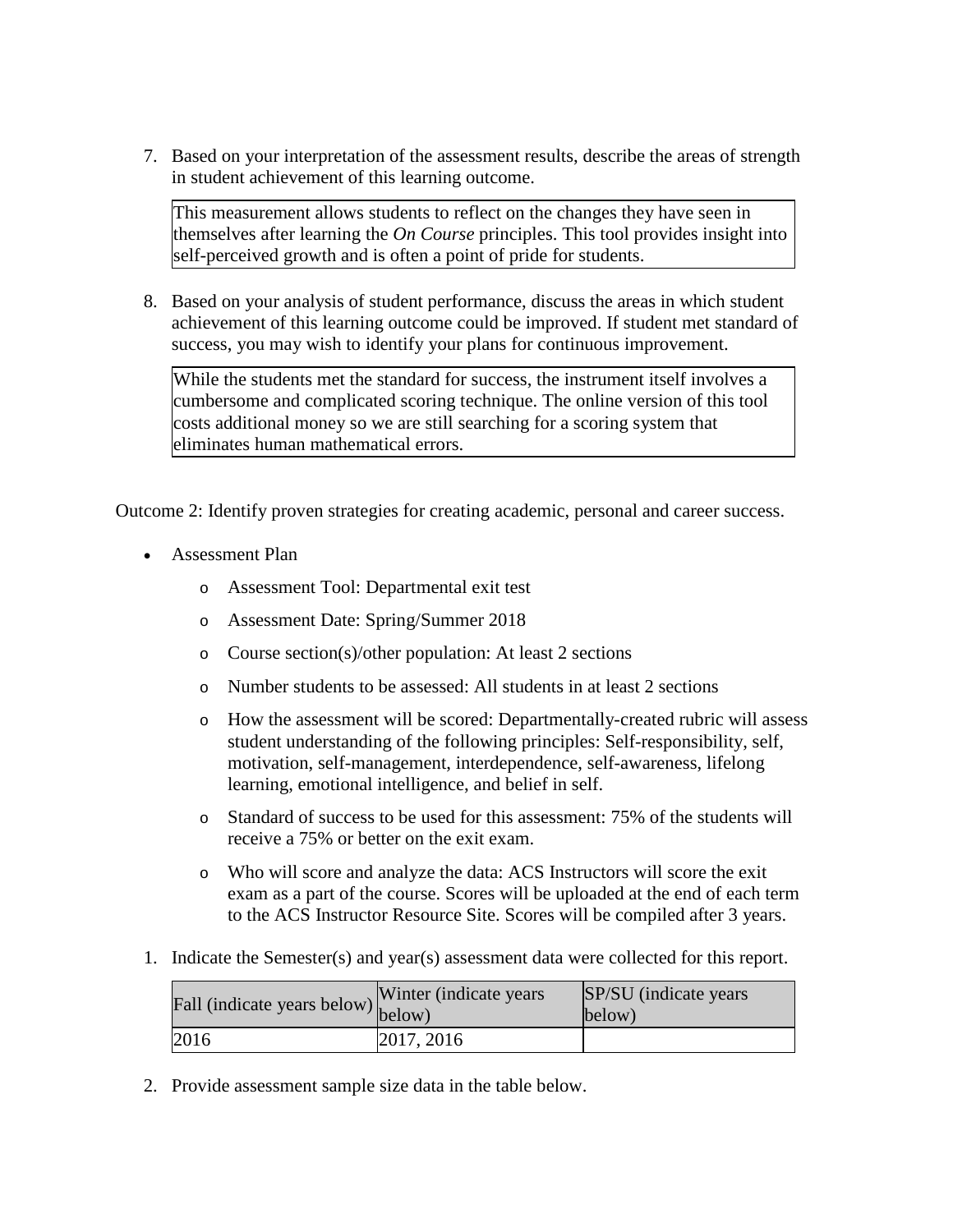7. Based on your interpretation of the assessment results, describe the areas of strength in student achievement of this learning outcome.

| This measurement allows students to reflect on the changes they have seen in themselves after learning the *On Course* principles. This tool provides insight into self-perceived growth and is often a point of pride for students. |
| --- |

8. Based on your analysis of student performance, discuss the areas in which student achievement of this learning outcome could be improved. If student met standard of success, you may wish to identify your plans for continuous improvement.

| While the students met the standard for success, the instrument itself involves a cumbersome and complicated scoring technique. The online version of this tool costs additional money so we are still searching for a scoring system that eliminates human mathematical errors. |
| --- |

Outcome 2: Identify proven strategies for creating academic, personal and career success.

- Assessment Plan
  - Assessment Tool: Departmental exit test
  - Assessment Date: Spring/Summer 2018
  - Course section(s)/other population: At least 2 sections
  - Number students to be assessed: All students in at least 2 sections
  - How the assessment will be scored: Departmentally-created rubric will assess student understanding of the following principles: Self-responsibility, self, motivation, self-management, interdependence, self-awareness, lifelong learning, emotional intelligence, and belief in self.
  - Standard of success to be used for this assessment: 75% of the students will receive a 75% or better on the exit exam.
  - Who will score and analyze the data: ACS Instructors will score the exit exam as a part of the course. Scores will be uploaded at the end of each term to the ACS Instructor Resource Site. Scores will be compiled after 3 years.

1. Indicate the Semester(s) and year(s) assessment data were collected for this report.

| Fall (indicate years below) | Winter (indicate years below) | SP/SU (indicate years below) |
| --- | --- | --- |
| 2016 | 2017, 2016 | |

2. Provide assessment sample size data in the table below.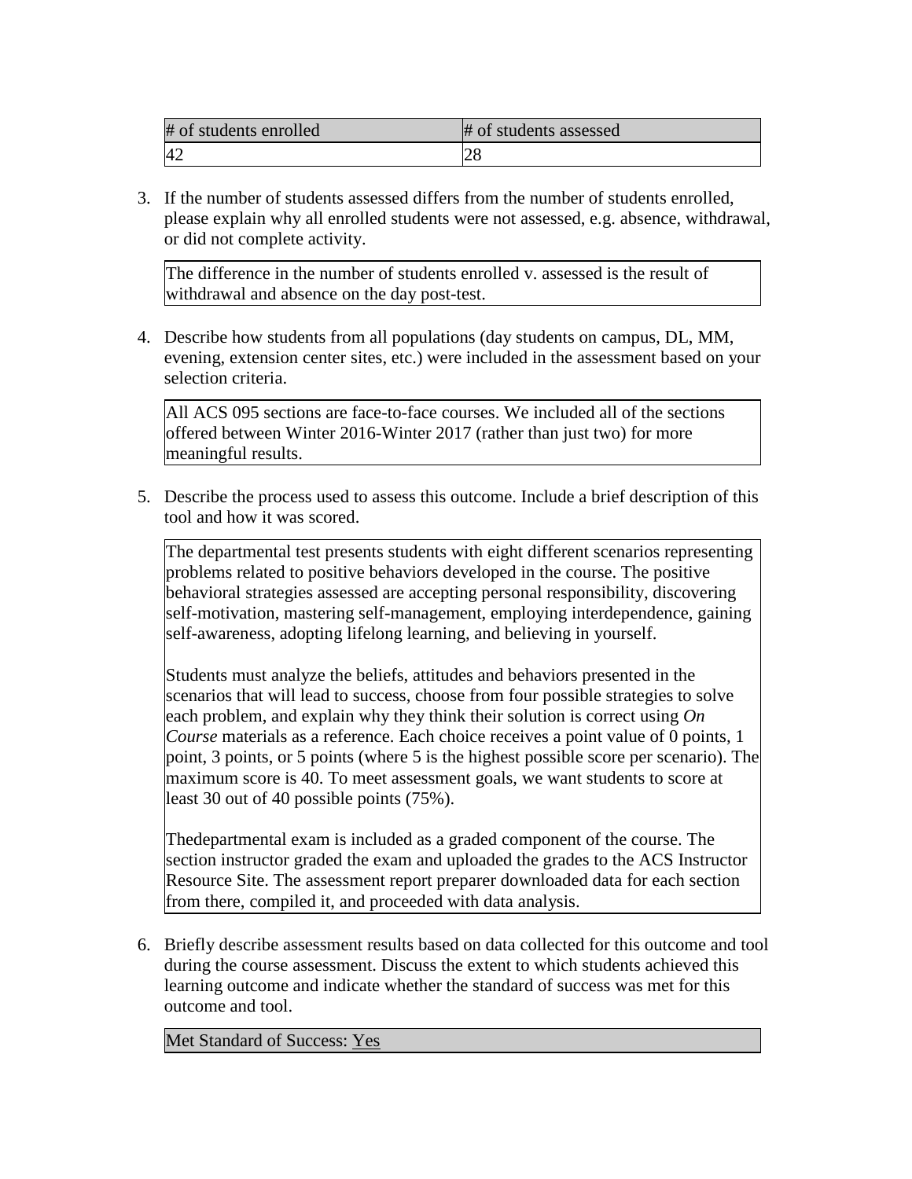| # of students enrolled | # of students assessed |
| --- | --- |
| 42 | 28 |

3. If the number of students assessed differs from the number of students enrolled, please explain why all enrolled students were not assessed, e.g. absence, withdrawal, or did not complete activity.

The difference in the number of students enrolled v. assessed is the result of withdrawal and absence on the day post-test.

4. Describe how students from all populations (day students on campus, DL, MM, evening, extension center sites, etc.) were included in the assessment based on your selection criteria.

All ACS 095 sections are face-to-face courses. We included all of the sections offered between Winter 2016-Winter 2017 (rather than just two) for more meaningful results.

5. Describe the process used to assess this outcome. Include a brief description of this tool and how it was scored.

The departmental test presents students with eight different scenarios representing problems related to positive behaviors developed in the course. The positive behavioral strategies assessed are accepting personal responsibility, discovering self-motivation, mastering self-management, employing interdependence, gaining self-awareness, adopting lifelong learning, and believing in yourself.

Students must analyze the beliefs, attitudes and behaviors presented in the scenarios that will lead to success, choose from four possible strategies to solve each problem, and explain why they think their solution is correct using *On Course* materials as a reference. Each choice receives a point value of 0 points, 1 point, 3 points, or 5 points (where 5 is the highest possible score per scenario). The maximum score is 40. To meet assessment goals, we want students to score at least 30 out of 40 possible points (75%).

Thedepartmental exam is included as a graded component of the course. The section instructor graded the exam and uploaded the grades to the ACS Instructor Resource Site. The assessment report preparer downloaded data for each section from there, compiled it, and proceeded with data analysis.

6. Briefly describe assessment results based on data collected for this outcome and tool during the course assessment. Discuss the extent to which students achieved this learning outcome and indicate whether the standard of success was met for this outcome and tool.

Met Standard of Success: Yes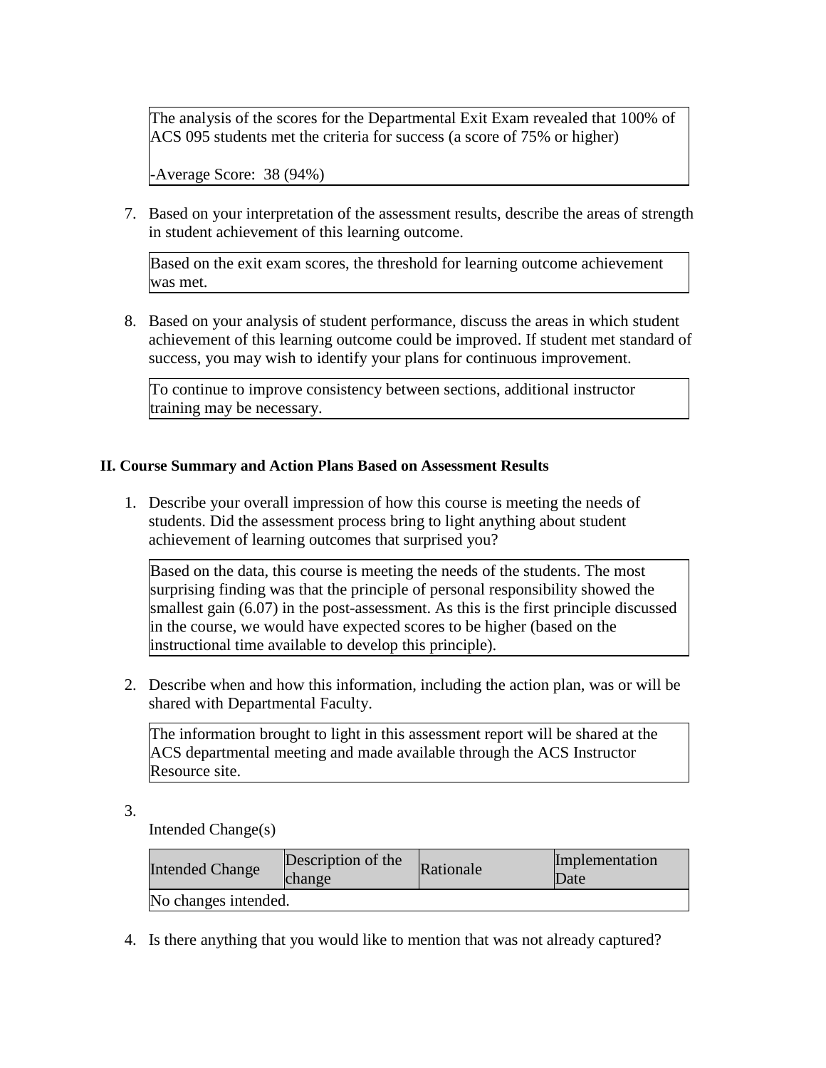The analysis of the scores for the Departmental Exit Exam revealed that 100% of ACS 095 students met the criteria for success (a score of 75% or higher)

-Average Score: 38 (94%)

7. Based on your interpretation of the assessment results, describe the areas of strength in student achievement of this learning outcome.

Based on the exit exam scores, the threshold for learning outcome achievement was met.

8. Based on your analysis of student performance, discuss the areas in which student achievement of this learning outcome could be improved. If student met standard of success, you may wish to identify your plans for continuous improvement.

To continue to improve consistency between sections, additional instructor training may be necessary.

## II. Course Summary and Action Plans Based on Assessment Results

1. Describe your overall impression of how this course is meeting the needs of students. Did the assessment process bring to light anything about student achievement of learning outcomes that surprised you?

Based on the data, this course is meeting the needs of the students. The most surprising finding was that the principle of personal responsibility showed the smallest gain (6.07) in the post-assessment. As this is the first principle discussed in the course, we would have expected scores to be higher (based on the instructional time available to develop this principle).

2. Describe when and how this information, including the action plan, was or will be shared with Departmental Faculty.

The information brought to light in this assessment report will be shared at the ACS departmental meeting and made available through the ACS Instructor Resource site.

3. Intended Change(s)

| Intended Change | Description of the change | Rationale | Implementation Date |
|---|---|---|---|
| No changes intended. | | | |

4. Is there anything that you would like to mention that was not already captured?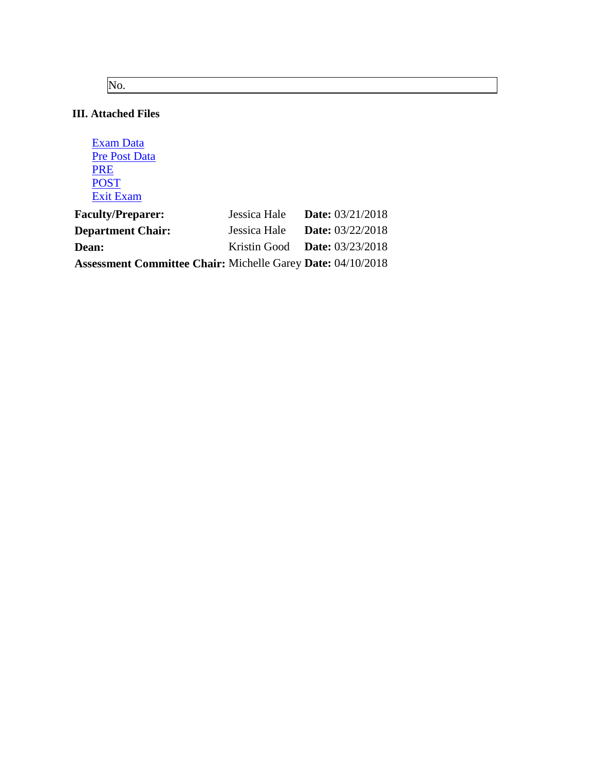| No. |
|---|

### III. Attached Files

- Exam Data
- Pre Post Data
- PRE
- POST
- Exit Exam

| | | |
|---|---|---|
| **Faculty/Preparer:** | Jessica Hale | **Date:** 03/21/2018 |
| **Department Chair:** | Jessica Hale | **Date:** 03/22/2018 |
| **Dean:** | Kristin Good | **Date:** 03/23/2018 |
| **Assessment Committee Chair:** | Michelle Garey | **Date:** 04/10/2018 |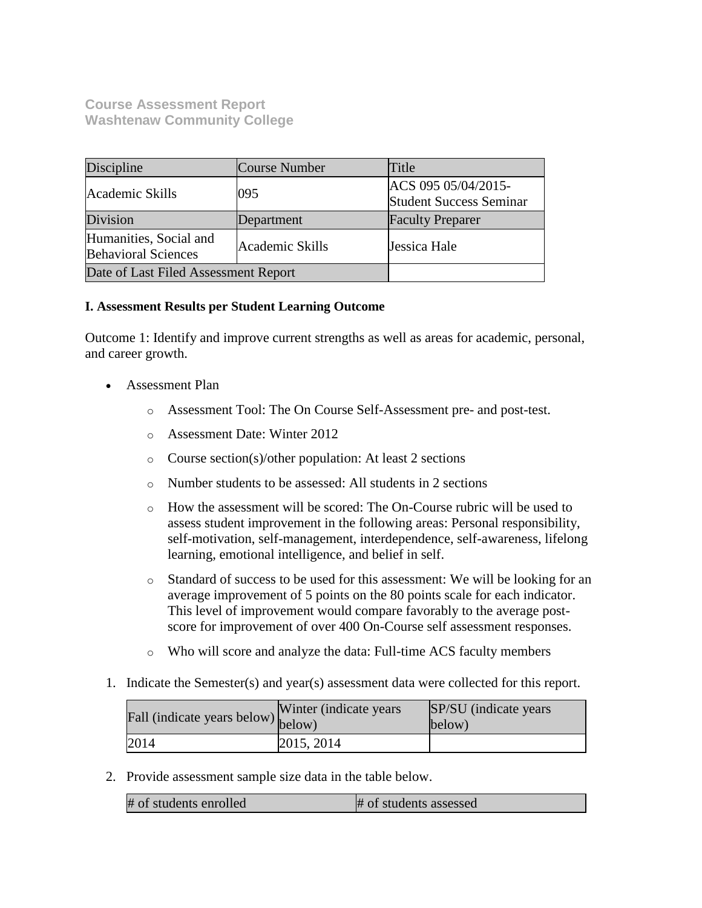**Course Assessment Report**
**Washtenaw Community College**

| Discipline | Course Number | Title |
| --- | --- | --- |
| Academic Skills | 095 | ACS 095 05/04/2015-Student Success Seminar |
| Division | Department | Faculty Preparer |
| Humanities, Social and Behavioral Sciences | Academic Skills | Jessica Hale |
| Date of Last Filed Assessment Report | | |

**I. Assessment Results per Student Learning Outcome**

Outcome 1: Identify and improve current strengths as well as areas for academic, personal, and career growth.

- Assessment Plan
  - Assessment Tool: The On Course Self-Assessment pre- and post-test.
  - Assessment Date: Winter 2012
  - Course section(s)/other population: At least 2 sections
  - Number students to be assessed: All students in 2 sections
  - How the assessment will be scored: The On-Course rubric will be used to assess student improvement in the following areas: Personal responsibility, self-motivation, self-management, interdependence, self-awareness, lifelong learning, emotional intelligence, and belief in self.
  - Standard of success to be used for this assessment: We will be looking for an average improvement of 5 points on the 80 points scale for each indicator. This level of improvement would compare favorably to the average post-score for improvement of over 400 On-Course self assessment responses.
  - Who will score and analyze the data: Full-time ACS faculty members

1. Indicate the Semester(s) and year(s) assessment data were collected for this report.

| Fall (indicate years below) | Winter (indicate years below) | SP/SU (indicate years below) |
| --- | --- | --- |
| 2014 | 2015, 2014 | |

2. Provide assessment sample size data in the table below.

| # of students enrolled | # of students assessed |
| --- | --- |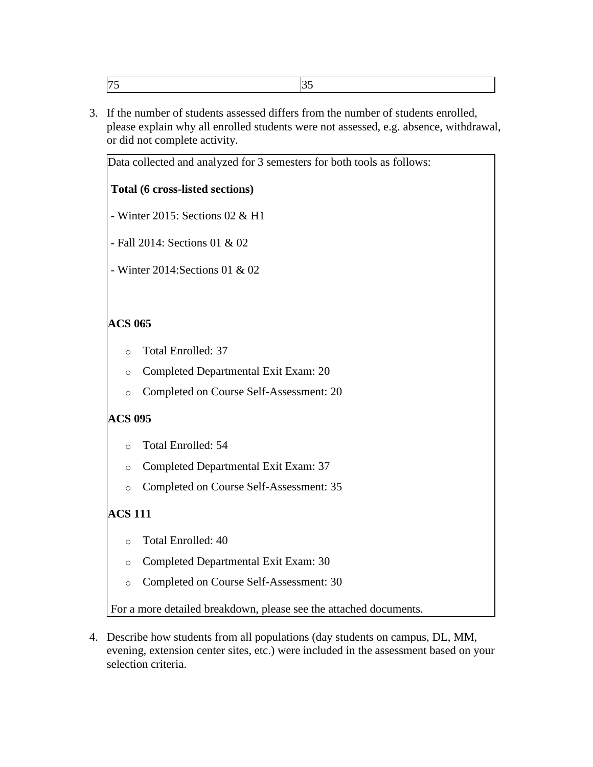| 75 | 35 |
|---|---|

3. If the number of students assessed differs from the number of students enrolled, please explain why all enrolled students were not assessed, e.g. absence, withdrawal, or did not complete activity.

Data collected and analyzed for 3 semesters for both tools as follows:

**Total (6 cross-listed sections)**

- Winter 2015: Sections 02 & H1
- Fall 2014: Sections 01 & 02
- Winter 2014:Sections 01 & 02

**ACS 065**

- Total Enrolled: 37
- Completed Departmental Exit Exam: 20
- Completed on Course Self-Assessment: 20

**ACS 095**

- Total Enrolled: 54
- Completed Departmental Exit Exam: 37
- Completed on Course Self-Assessment: 35

**ACS 111**

- Total Enrolled: 40
- Completed Departmental Exit Exam: 30
- Completed on Course Self-Assessment: 30

For a more detailed breakdown, please see the attached documents.

4. Describe how students from all populations (day students on campus, DL, MM, evening, extension center sites, etc.) were included in the assessment based on your selection criteria.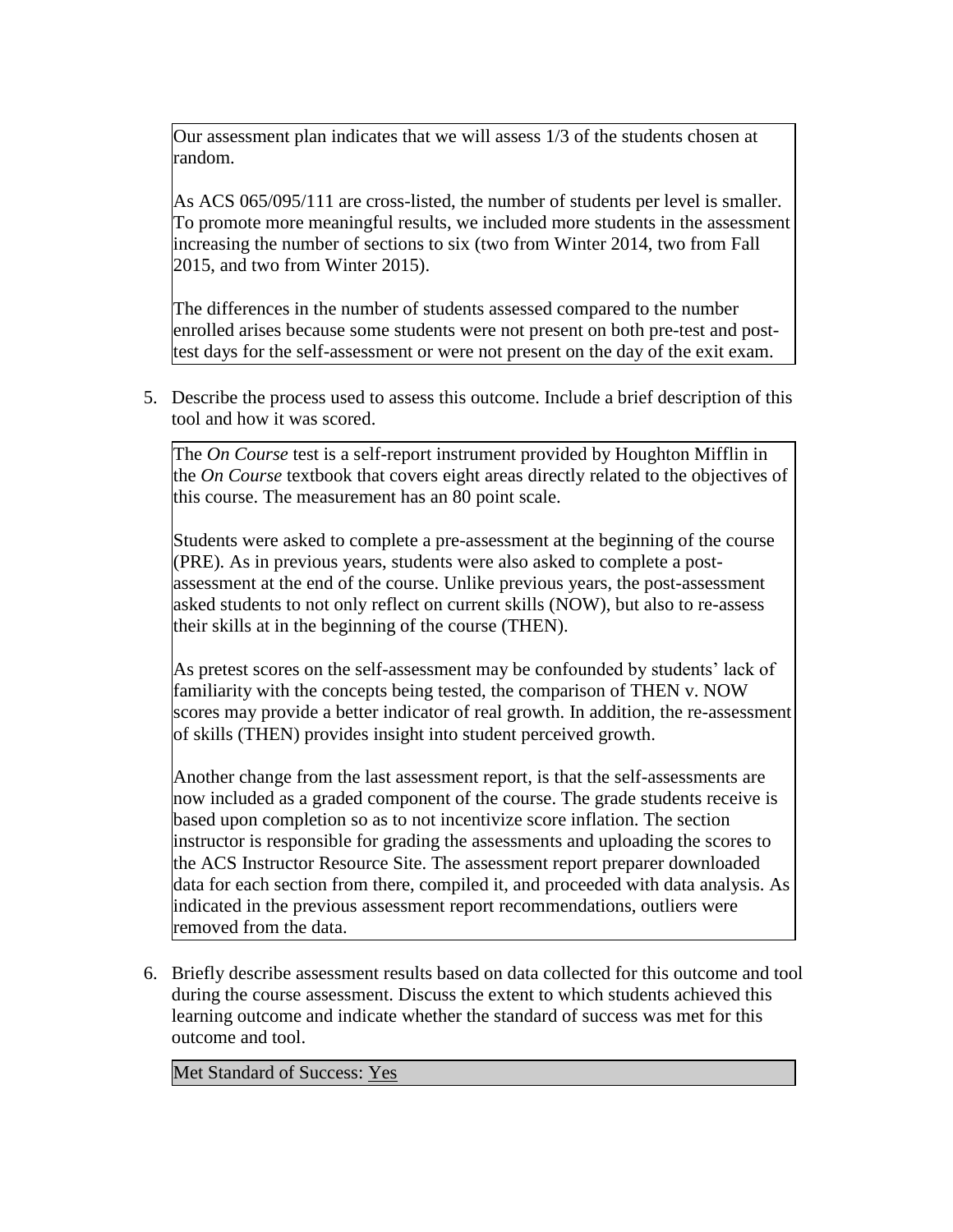Our assessment plan indicates that we will assess 1/3 of the students chosen at random.

As ACS 065/095/111 are cross-listed, the number of students per level is smaller. To promote more meaningful results, we included more students in the assessment increasing the number of sections to six (two from Winter 2014, two from Fall 2015, and two from Winter 2015).

The differences in the number of students assessed compared to the number enrolled arises because some students were not present on both pre-test and post-test days for the self-assessment or were not present on the day of the exit exam.

5. Describe the process used to assess this outcome. Include a brief description of this tool and how it was scored.

The *On Course* test is a self-report instrument provided by Houghton Mifflin in the *On Course* textbook that covers eight areas directly related to the objectives of this course. The measurement has an 80 point scale.

Students were asked to complete a pre-assessment at the beginning of the course (PRE). As in previous years, students were also asked to complete a post-assessment at the end of the course. Unlike previous years, the post-assessment asked students to not only reflect on current skills (NOW), but also to re-assess their skills at in the beginning of the course (THEN).

As pretest scores on the self-assessment may be confounded by students' lack of familiarity with the concepts being tested, the comparison of THEN v. NOW scores may provide a better indicator of real growth. In addition, the re-assessment of skills (THEN) provides insight into student perceived growth.

Another change from the last assessment report, is that the self-assessments are now included as a graded component of the course. The grade students receive is based upon completion so as to not incentivize score inflation. The section instructor is responsible for grading the assessments and uploading the scores to the ACS Instructor Resource Site. The assessment report preparer downloaded data for each section from there, compiled it, and proceeded with data analysis. As indicated in the previous assessment report recommendations, outliers were removed from the data.

6. Briefly describe assessment results based on data collected for this outcome and tool during the course assessment. Discuss the extent to which students achieved this learning outcome and indicate whether the standard of success was met for this outcome and tool.

Met Standard of Success: Yes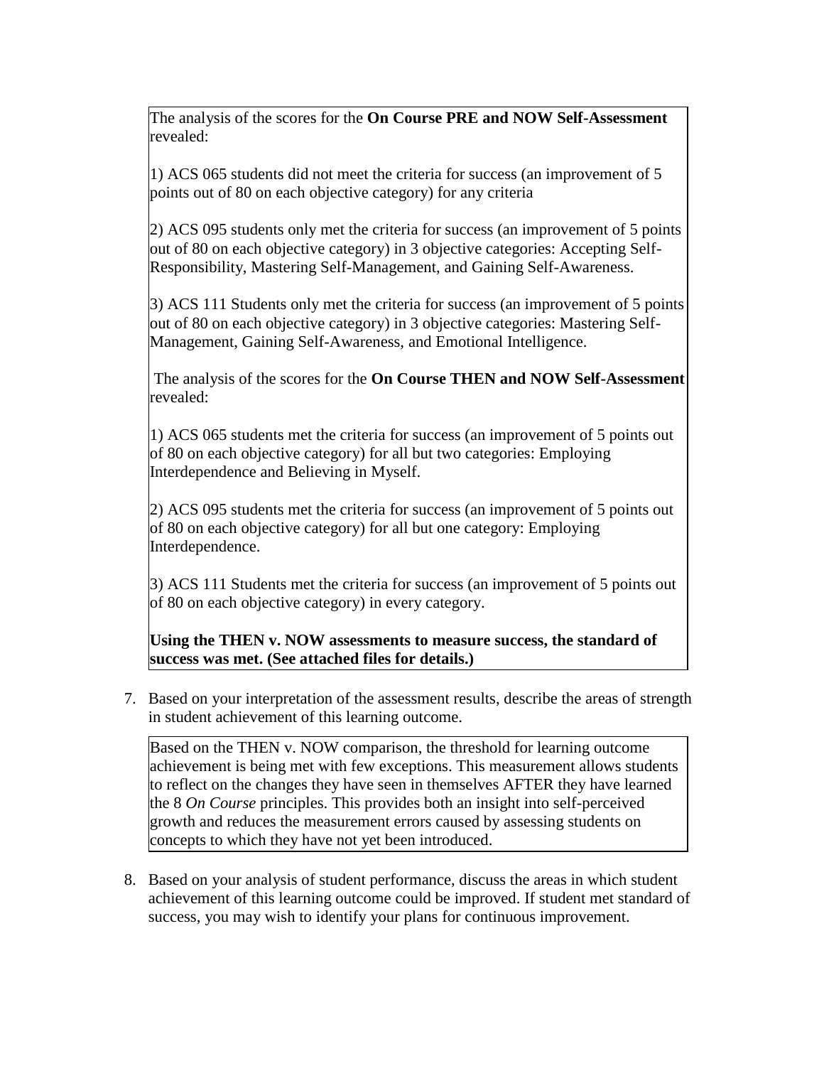The analysis of the scores for the **On Course PRE and NOW Self-Assessment** revealed:

1) ACS 065 students did not meet the criteria for success (an improvement of 5 points out of 80 on each objective category) for any criteria

2) ACS 095 students only met the criteria for success (an improvement of 5 points out of 80 on each objective category) in 3 objective categories: Accepting Self-Responsibility, Mastering Self-Management, and Gaining Self-Awareness.

3) ACS 111 Students only met the criteria for success (an improvement of 5 points out of 80 on each objective category) in 3 objective categories: Mastering Self-Management, Gaining Self-Awareness, and Emotional Intelligence.

The analysis of the scores for the **On Course THEN and NOW Self-Assessment** revealed:

1) ACS 065 students met the criteria for success (an improvement of 5 points out of 80 on each objective category) for all but two categories: Employing Interdependence and Believing in Myself.

2) ACS 095 students met the criteria for success (an improvement of 5 points out of 80 on each objective category) for all but one category: Employing Interdependence.

3) ACS 111 Students met the criteria for success (an improvement of 5 points out of 80 on each objective category) in every category.

**Using the THEN v. NOW assessments to measure success, the standard of success was met. (See attached files for details.)**

7. Based on your interpretation of the assessment results, describe the areas of strength in student achievement of this learning outcome.

Based on the THEN v. NOW comparison, the threshold for learning outcome achievement is being met with few exceptions. This measurement allows students to reflect on the changes they have seen in themselves AFTER they have learned the 8 *On Course* principles. This provides both an insight into self-perceived growth and reduces the measurement errors caused by assessing students on concepts to which they have not yet been introduced.

8. Based on your analysis of student performance, discuss the areas in which student achievement of this learning outcome could be improved. If student met standard of success, you may wish to identify your plans for continuous improvement.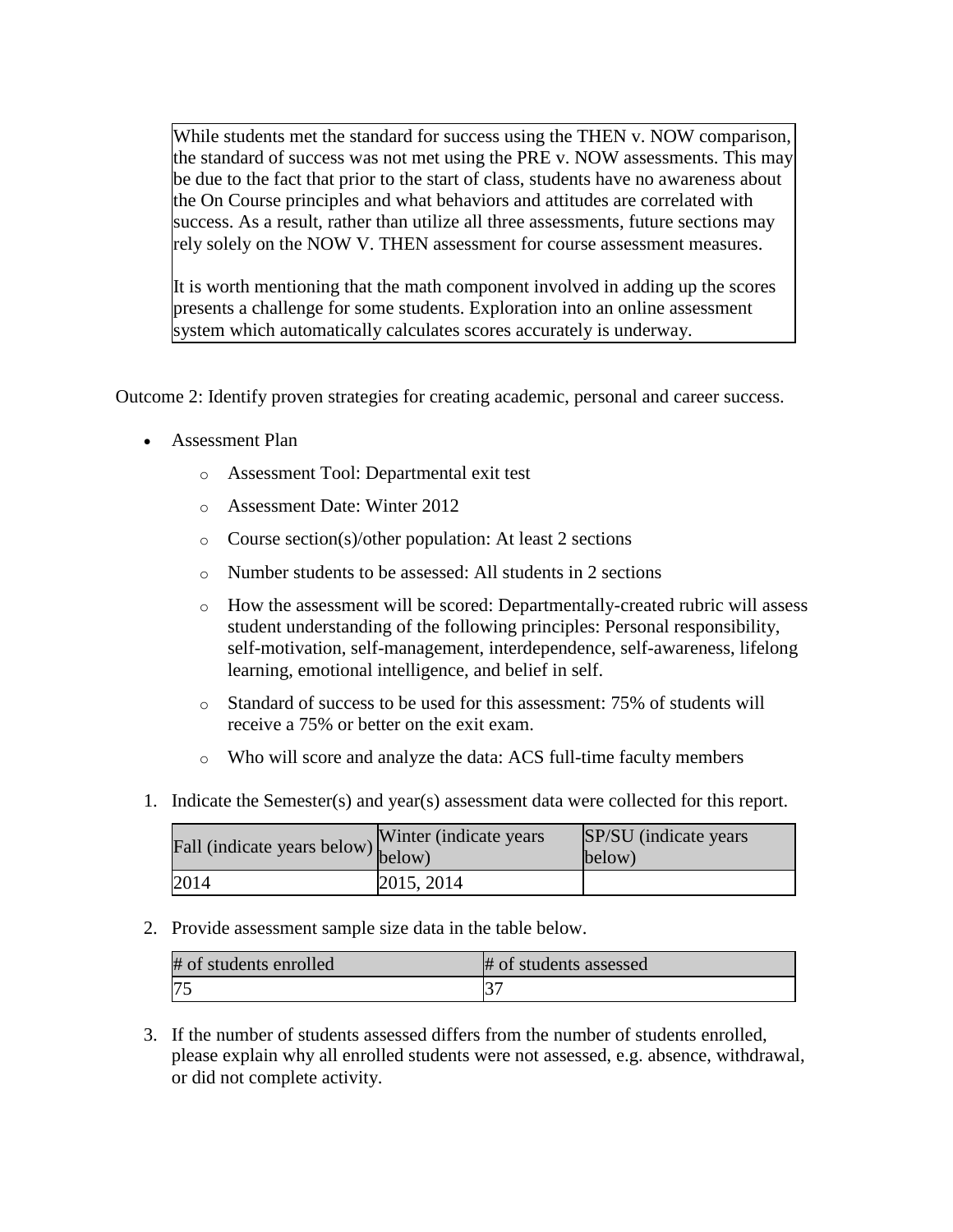While students met the standard for success using the THEN v. NOW comparison, the standard of success was not met using the PRE v. NOW assessments. This may be due to the fact that prior to the start of class, students have no awareness about the On Course principles and what behaviors and attitudes are correlated with success. As a result, rather than utilize all three assessments, future sections may rely solely on the NOW V. THEN assessment for course assessment measures.

It is worth mentioning that the math component involved in adding up the scores presents a challenge for some students. Exploration into an online assessment system which automatically calculates scores accurately is underway.

Outcome 2: Identify proven strategies for creating academic, personal and career success.

- Assessment Plan
  - Assessment Tool: Departmental exit test
  - Assessment Date: Winter 2012
  - Course section(s)/other population: At least 2 sections
  - Number students to be assessed: All students in 2 sections
  - How the assessment will be scored: Departmentally-created rubric will assess student understanding of the following principles: Personal responsibility, self-motivation, self-management, interdependence, self-awareness, lifelong learning, emotional intelligence, and belief in self.
  - Standard of success to be used for this assessment: 75% of students will receive a 75% or better on the exit exam.
  - Who will score and analyze the data: ACS full-time faculty members

1. Indicate the Semester(s) and year(s) assessment data were collected for this report.

| Fall (indicate years below) | Winter (indicate years below) | SP/SU (indicate years below) |
|---|---|---|
| 2014 | 2015, 2014 | |

2. Provide assessment sample size data in the table below.

| # of students enrolled | # of students assessed |
|---|---|
| 75 | 37 |

3. If the number of students assessed differs from the number of students enrolled, please explain why all enrolled students were not assessed, e.g. absence, withdrawal, or did not complete activity.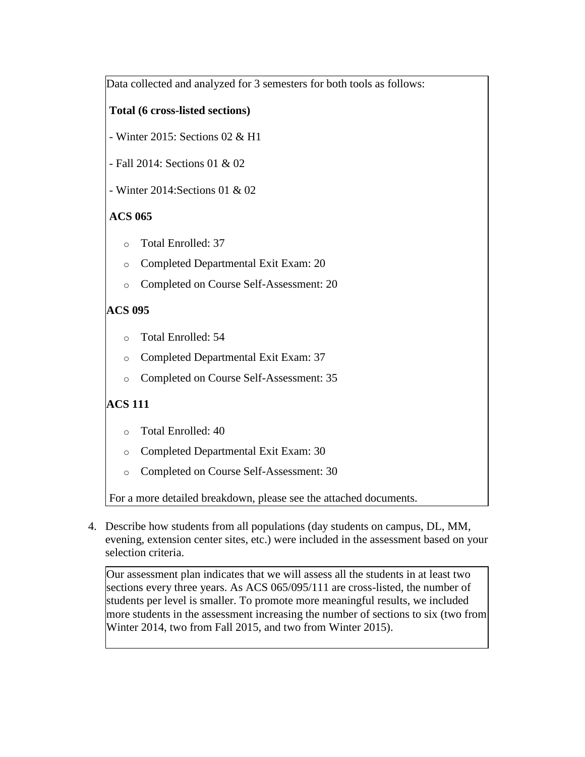Data collected and analyzed for 3 semesters for both tools as follows:

**Total (6 cross-listed sections)**

- Winter 2015: Sections 02 & H1
- Fall 2014: Sections 01 & 02
- Winter 2014:Sections 01 & 02

**ACS 065**

- Total Enrolled: 37
- Completed Departmental Exit Exam: 20
- Completed on Course Self-Assessment: 20

**ACS 095**

- Total Enrolled: 54
- Completed Departmental Exit Exam: 37
- Completed on Course Self-Assessment: 35

**ACS 111**

- Total Enrolled: 40
- Completed Departmental Exit Exam: 30
- Completed on Course Self-Assessment: 30

For a more detailed breakdown, please see the attached documents.

4. Describe how students from all populations (day students on campus, DL, MM, evening, extension center sites, etc.) were included in the assessment based on your selection criteria.

Our assessment plan indicates that we will assess all the students in at least two sections every three years. As ACS 065/095/111 are cross-listed, the number of students per level is smaller. To promote more meaningful results, we included more students in the assessment increasing the number of sections to six (two from Winter 2014, two from Fall 2015, and two from Winter 2015).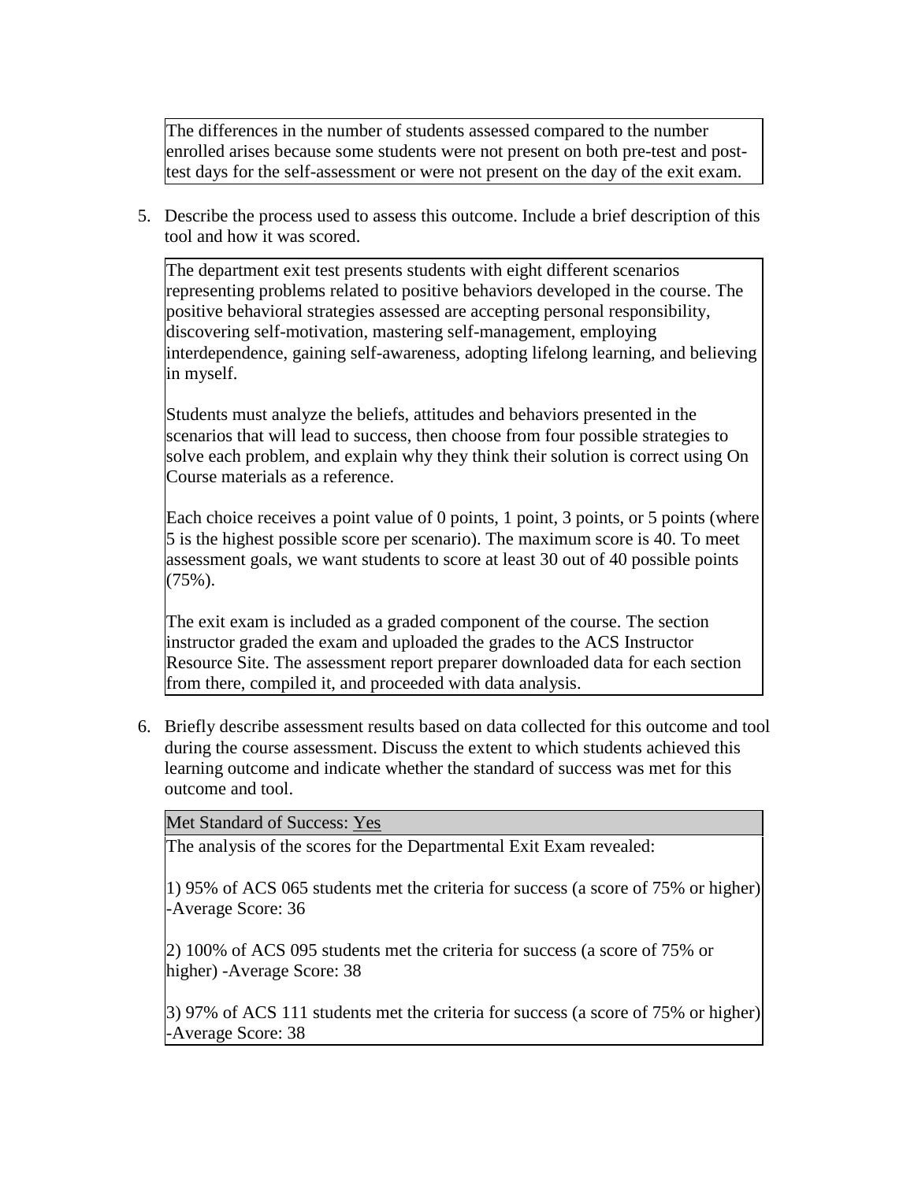The differences in the number of students assessed compared to the number enrolled arises because some students were not present on both pre-test and post-test days for the self-assessment or were not present on the day of the exit exam.

5. Describe the process used to assess this outcome. Include a brief description of this tool and how it was scored.

The department exit test presents students with eight different scenarios representing problems related to positive behaviors developed in the course. The positive behavioral strategies assessed are accepting personal responsibility, discovering self-motivation, mastering self-management, employing interdependence, gaining self-awareness, adopting lifelong learning, and believing in myself.

Students must analyze the beliefs, attitudes and behaviors presented in the scenarios that will lead to success, then choose from four possible strategies to solve each problem, and explain why they think their solution is correct using On Course materials as a reference.

Each choice receives a point value of 0 points, 1 point, 3 points, or 5 points (where 5 is the highest possible score per scenario). The maximum score is 40. To meet assessment goals, we want students to score at least 30 out of 40 possible points (75%).

The exit exam is included as a graded component of the course. The section instructor graded the exam and uploaded the grades to the ACS Instructor Resource Site. The assessment report preparer downloaded data for each section from there, compiled it, and proceeded with data analysis.

6. Briefly describe assessment results based on data collected for this outcome and tool during the course assessment. Discuss the extent to which students achieved this learning outcome and indicate whether the standard of success was met for this outcome and tool.

Met Standard of Success: Yes

The analysis of the scores for the Departmental Exit Exam revealed:

1) 95% of ACS 065 students met the criteria for success (a score of 75% or higher) -Average Score: 36

2) 100% of ACS 095 students met the criteria for success (a score of 75% or higher) -Average Score: 38

3) 97% of ACS 111 students met the criteria for success (a score of 75% or higher) -Average Score: 38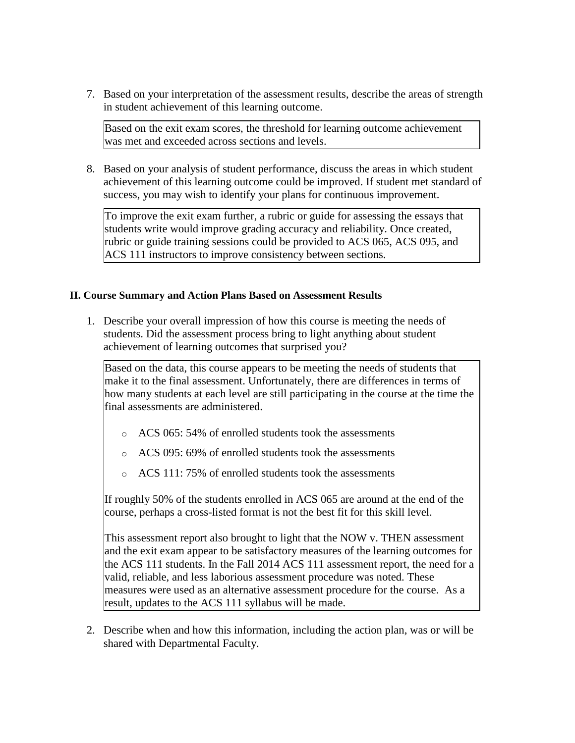7. Based on your interpretation of the assessment results, describe the areas of strength in student achievement of this learning outcome.

   Based on the exit exam scores, the threshold for learning outcome achievement was met and exceeded across sections and levels.

8. Based on your analysis of student performance, discuss the areas in which student achievement of this learning outcome could be improved. If student met standard of success, you may wish to identify your plans for continuous improvement.

   To improve the exit exam further, a rubric or guide for assessing the essays that students write would improve grading accuracy and reliability. Once created, rubric or guide training sessions could be provided to ACS 065, ACS 095, and ACS 111 instructors to improve consistency between sections.

**II. Course Summary and Action Plans Based on Assessment Results**

1. Describe your overall impression of how this course is meeting the needs of students. Did the assessment process bring to light anything about student achievement of learning outcomes that surprised you?

   Based on the data, this course appears to be meeting the needs of students that make it to the final assessment. Unfortunately, there are differences in terms of how many students at each level are still participating in the course at the time the final assessments are administered.

   - ACS 065: 54% of enrolled students took the assessments
   - ACS 095: 69% of enrolled students took the assessments
   - ACS 111: 75% of enrolled students took the assessments

   If roughly 50% of the students enrolled in ACS 065 are around at the end of the course, perhaps a cross-listed format is not the best fit for this skill level.

   This assessment report also brought to light that the NOW v. THEN assessment and the exit exam appear to be satisfactory measures of the learning outcomes for the ACS 111 students. In the Fall 2014 ACS 111 assessment report, the need for a valid, reliable, and less laborious assessment procedure was noted. These measures were used as an alternative assessment procedure for the course. As a result, updates to the ACS 111 syllabus will be made.

2. Describe when and how this information, including the action plan, was or will be shared with Departmental Faculty.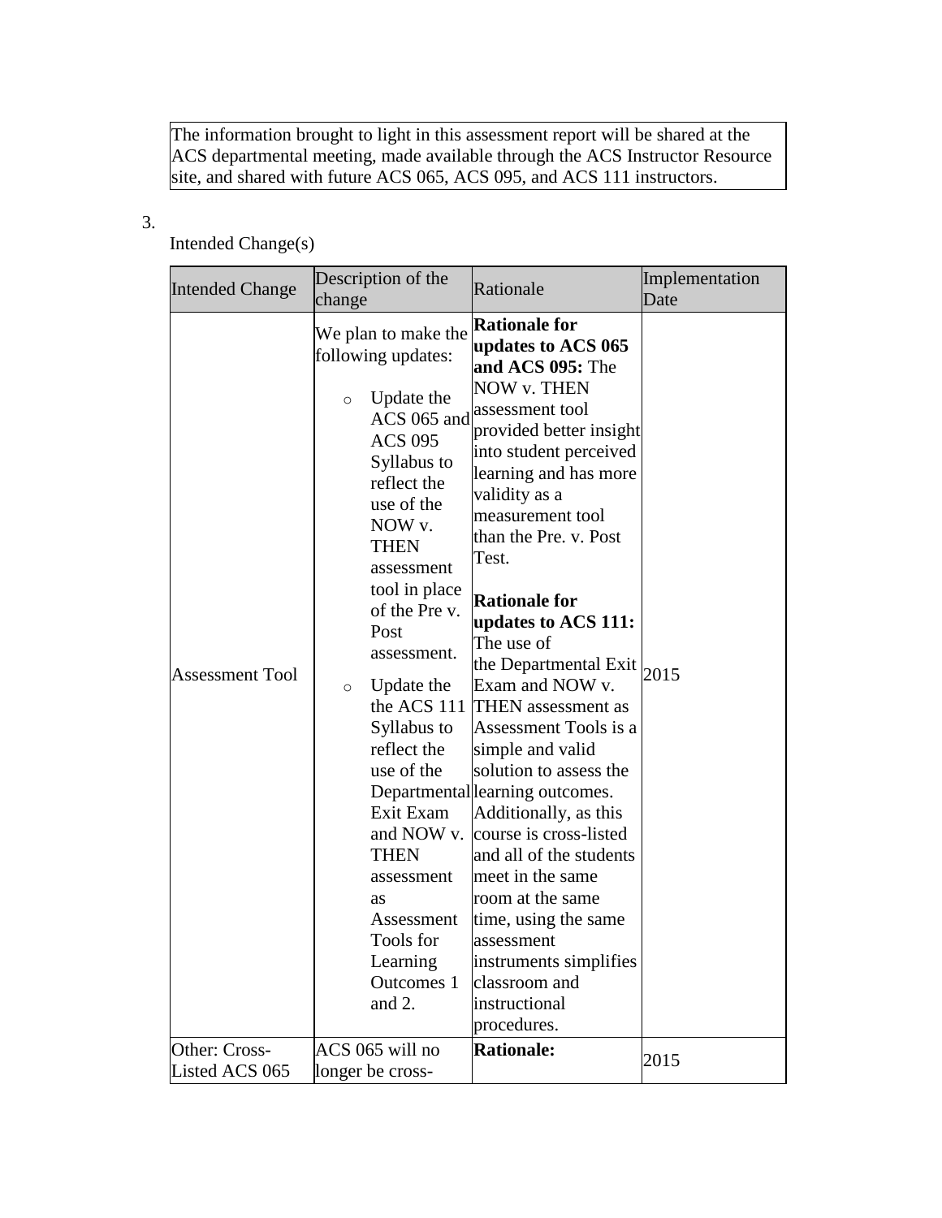The information brought to light in this assessment report will be shared at the ACS departmental meeting, made available through the ACS Instructor Resource site, and shared with future ACS 065, ACS 095, and ACS 111 instructors.

3. Intended Change(s)

| Intended Change | Description of the change | Rationale | Implementation Date |
| --- | --- | --- | --- |
| Assessment Tool | We plan to make the following updates:<br>◦ Update the ACS 065 and ACS 095 Syllabus to reflect the use of the NOW v. THEN assessment tool in place of the Pre v. Post assessment.<br>◦ Update the the ACS 111 Syllabus to reflect the use of the Departmental Exit Exam and NOW v. THEN assessment as Assessment Tools for Learning Outcomes 1 and 2. | **Rationale for updates to ACS 065 and ACS 095:** The NOW v. THEN assessment tool provided better insight into student perceived learning and has more validity as a measurement tool than the Pre. v. Post Test.<br><br>**Rationale for updates to ACS 111:** The use of the Departmental Exit Exam and NOW v. THEN assessment as Assessment Tools is a simple and valid solution to assess the learning outcomes. Additionally, as this course is cross-listed and all of the students meet in the same room at the same time, using the same assessment instruments simplifies classroom and instructional procedures. | 2015 |
| Other: Cross-Listed ACS 065 | ACS 065 will no longer be cross- | **Rationale:** | 2015 |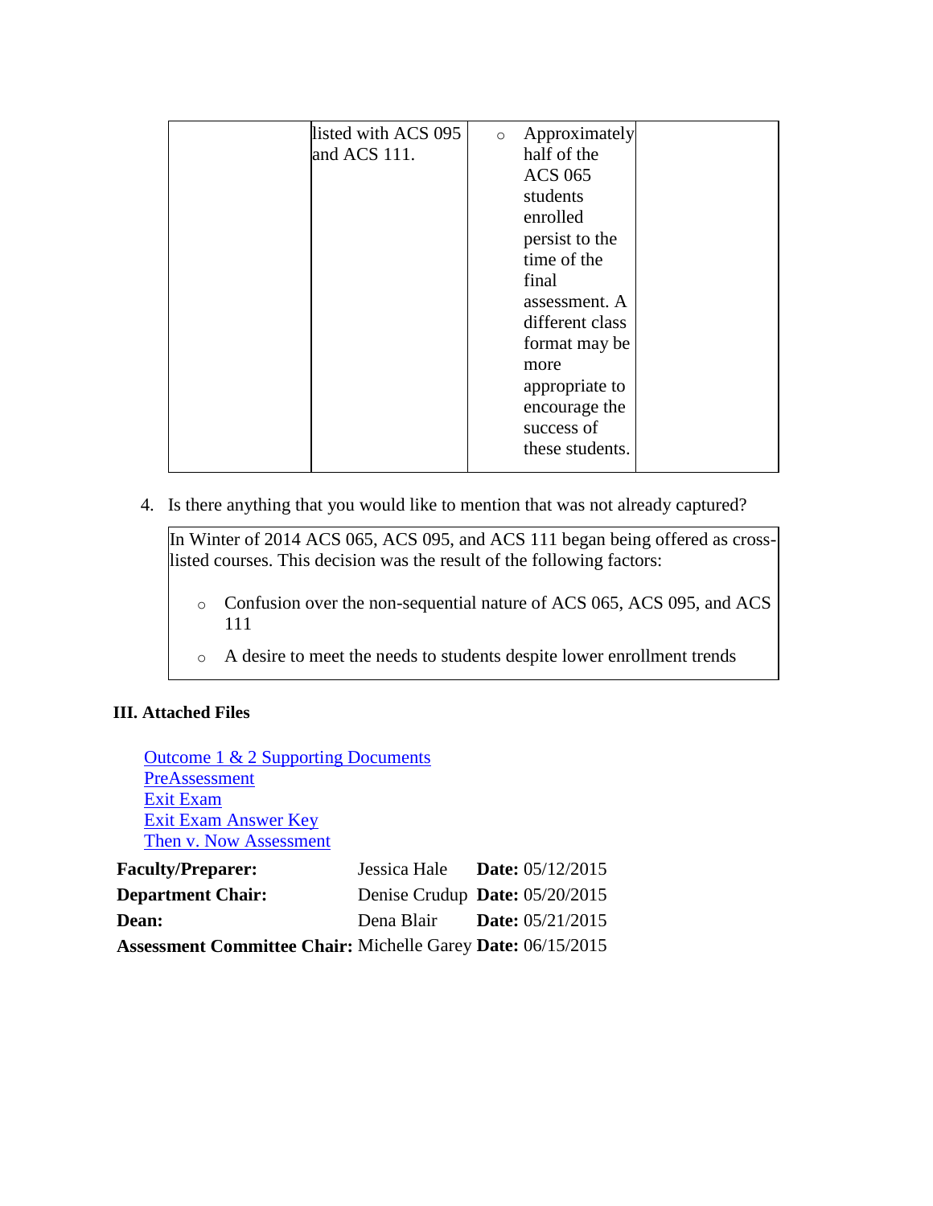| | | | |
|---|---|---|---|
| | listed with ACS 095 and ACS 111. | ○ Approximately half of the ACS 065 students enrolled persist to the time of the final assessment. A different class format may be more appropriate to encourage the success of these students. | |

4. Is there anything that you would like to mention that was not already captured?

In Winter of 2014 ACS 065, ACS 095, and ACS 111 began being offered as cross-listed courses. This decision was the result of the following factors:

- Confusion over the non-sequential nature of ACS 065, ACS 095, and ACS 111
- A desire to meet the needs to students despite lower enrollment trends

**III. Attached Files**

Outcome 1 & 2 Supporting Documents
PreAssessment
Exit Exam
Exit Exam Answer Key
Then v. Now Assessment

| | | |
|---|---|---|
| **Faculty/Preparer:** | Jessica Hale | **Date:** 05/12/2015 |
| **Department Chair:** | Denise Crudup | **Date:** 05/20/2015 |
| **Dean:** | Dena Blair | **Date:** 05/21/2015 |
| **Assessment Committee Chair:** | Michelle Garey | **Date:** 06/15/2015 |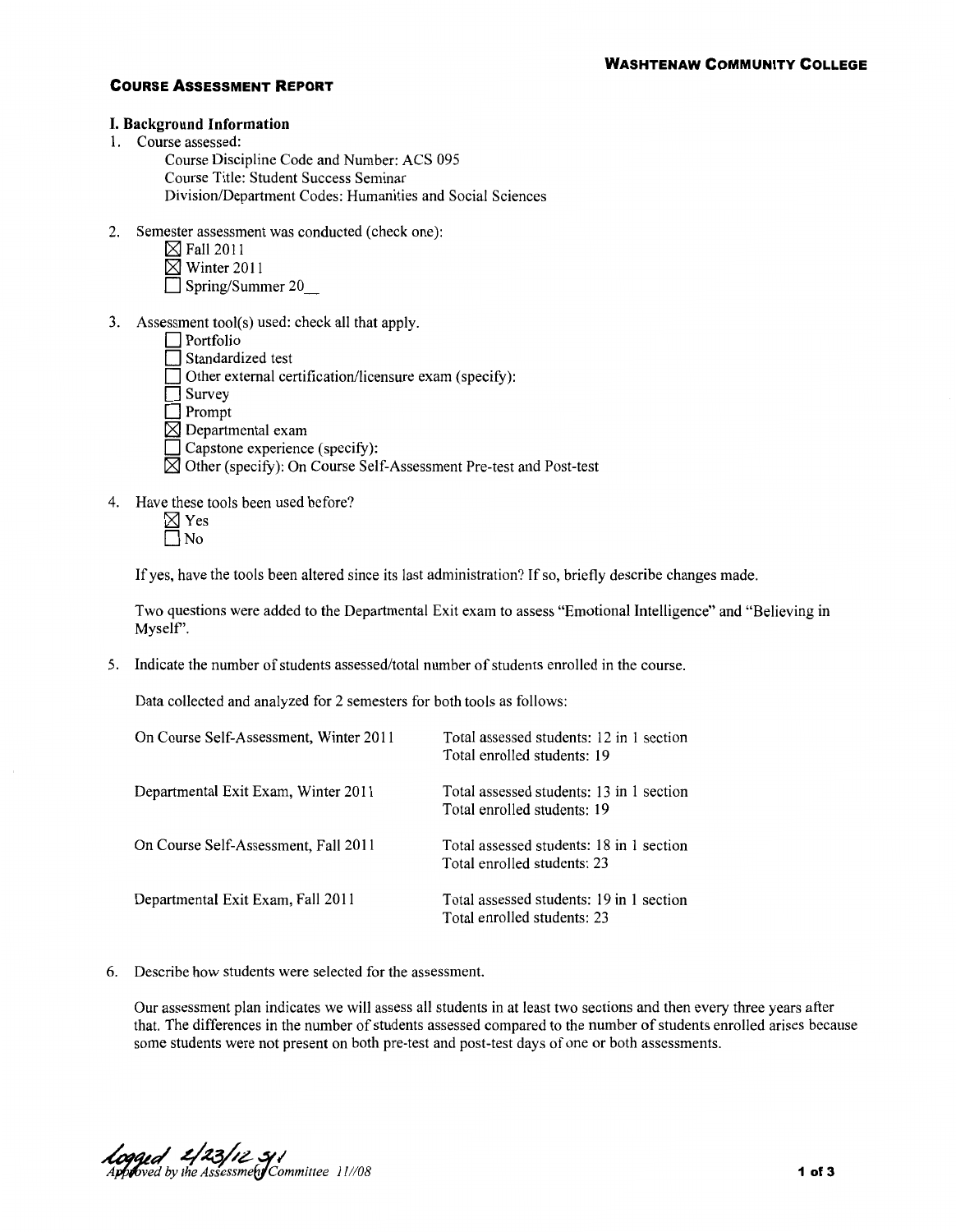**Washtenaw Community College**

## Course Assessment Report

### I. Background Information

1. Course assessed:
   - Course Discipline Code and Number: ACS 095
   - Course Title: Student Success Seminar
   - Division/Department Codes: Humanities and Social Sciences

2. Semester assessment was conducted (check one):
   - ☒ Fall 2011
   - ☒ Winter 2011
   - ☐ Spring/Summer 20__

3. Assessment tool(s) used: check all that apply.
   - ☐ Portfolio
   - ☐ Standardized test
   - ☐ Other external certification/licensure exam (specify):
   - ☐ Survey
   - ☐ Prompt
   - ☒ Departmental exam
   - ☐ Capstone experience (specify):
   - ☒ Other (specify): On Course Self-Assessment Pre-test and Post-test

4. Have these tools been used before?
   - ☒ Yes
   - ☐ No

   If yes, have the tools been altered since its last administration? If so, briefly describe changes made.

   Two questions were added to the Departmental Exit exam to assess "Emotional Intelligence" and "Believing in Myself".

5. Indicate the number of students assessed/total number of students enrolled in the course.

   Data collected and analyzed for 2 semesters for both tools as follows:

| | |
|---|---|
| On Course Self-Assessment, Winter 2011 | Total assessed students: 12 in 1 section<br>Total enrolled students: 19 |
| Departmental Exit Exam, Winter 2011 | Total assessed students: 13 in 1 section<br>Total enrolled students: 19 |
| On Course Self-Assessment, Fall 2011 | Total assessed students: 18 in 1 section<br>Total enrolled students: 23 |
| Departmental Exit Exam, Fall 2011 | Total assessed students: 19 in 1 section<br>Total enrolled students: 23 |

6. Describe how students were selected for the assessment.

   Our assessment plan indicates we will assess all students in at least two sections and then every three years after that. The differences in the number of students assessed compared to the number of students enrolled arises because some students were not present on both pre-test and post-test days of one or both assessments.

*Logged 2/23/12 sj*
*Approved by the Assessment Committee 11/08*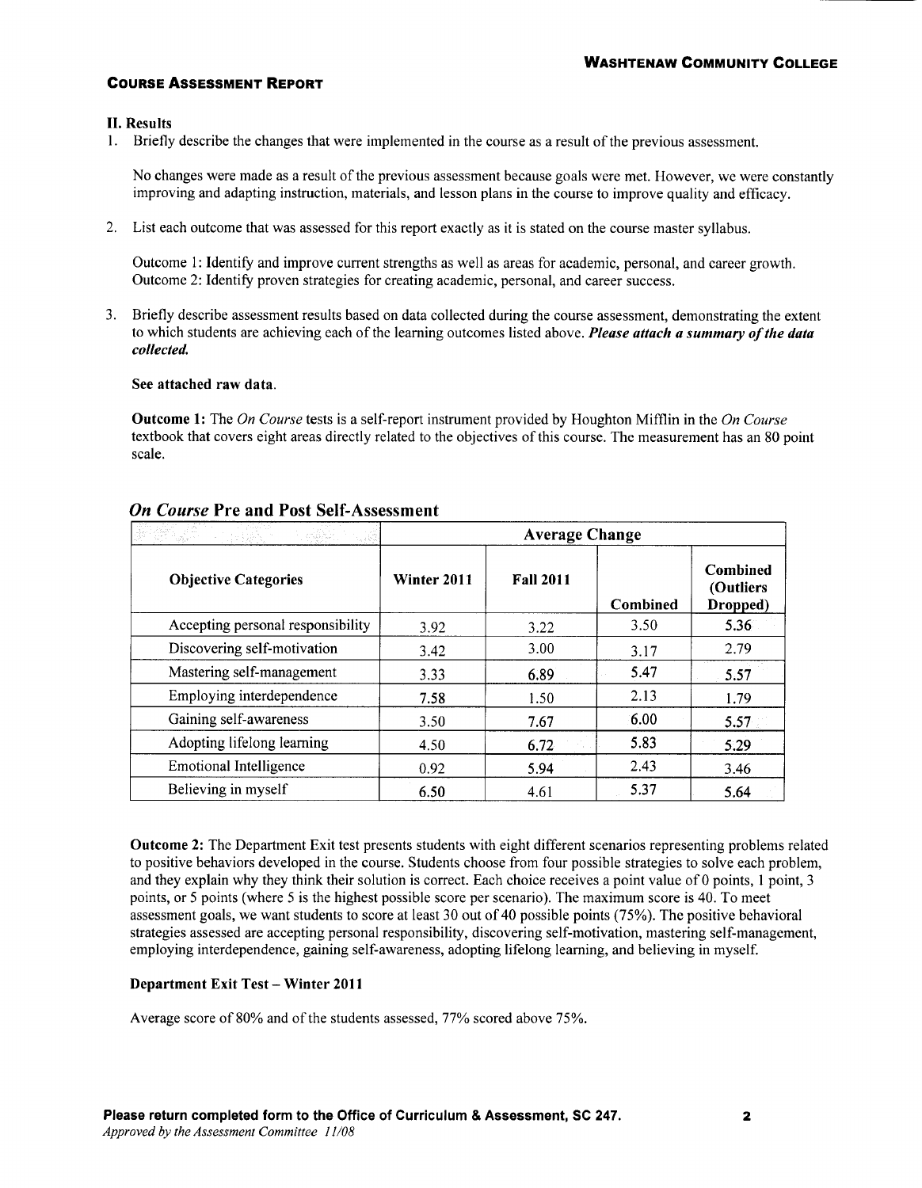## Course Assessment Report

### II. Results

1. Briefly describe the changes that were implemented in the course as a result of the previous assessment.

   No changes were made as a result of the previous assessment because goals were met. However, we were constantly improving and adapting instruction, materials, and lesson plans in the course to improve quality and efficacy.

2. List each outcome that was assessed for this report exactly as it is stated on the course master syllabus.

   Outcome 1: Identify and improve current strengths as well as areas for academic, personal, and career growth.
   Outcome 2: Identify proven strategies for creating academic, personal, and career success.

3. Briefly describe assessment results based on data collected during the course assessment, demonstrating the extent to which students are achieving each of the learning outcomes listed above. ***Please attach a summary of the data collected.***

   **See attached raw data.**

   **Outcome 1:** The *On Course* tests is a self-report instrument provided by Houghton Mifflin in the *On Course* textbook that covers eight areas directly related to the objectives of this course. The measurement has an 80 point scale.

### *On Course* Pre and Post Self-Assessment

| | Average Change | | | |
|---|---|---|---|---|
| **Objective Categories** | **Winter 2011** | **Fall 2011** | **Combined** | **Combined (Outliers Dropped)** |
| Accepting personal responsibility | 3.92 | 3.22 | 3.50 | 5.36 |
| Discovering self-motivation | 3.42 | 3.00 | 3.17 | 2.79 |
| Mastering self-management | 3.33 | 6.89 | 5.47 | 5.57 |
| Employing interdependence | 7.58 | 1.50 | 2.13 | 1.79 |
| Gaining self-awareness | 3.50 | 7.67 | 6.00 | 5.57 |
| Adopting lifelong learning | 4.50 | 6.72 | 5.83 | 5.29 |
| Emotional Intelligence | 0.92 | 5.94 | 2.43 | 3.46 |
| Believing in myself | 6.50 | 4.61 | 5.37 | 5.64 |

**Outcome 2:** The Department Exit test presents students with eight different scenarios representing problems related to positive behaviors developed in the course. Students choose from four possible strategies to solve each problem, and they explain why they think their solution is correct. Each choice receives a point value of 0 points, 1 point, 3 points, or 5 points (where 5 is the highest possible score per scenario). The maximum score is 40. To meet assessment goals, we want students to score at least 30 out of 40 possible points (75%). The positive behavioral strategies assessed are accepting personal responsibility, discovering self-motivation, mastering self-management, employing interdependence, gaining self-awareness, adopting lifelong learning, and believing in myself.

**Department Exit Test – Winter 2011**

Average score of 80% and of the students assessed, 77% scored above 75%.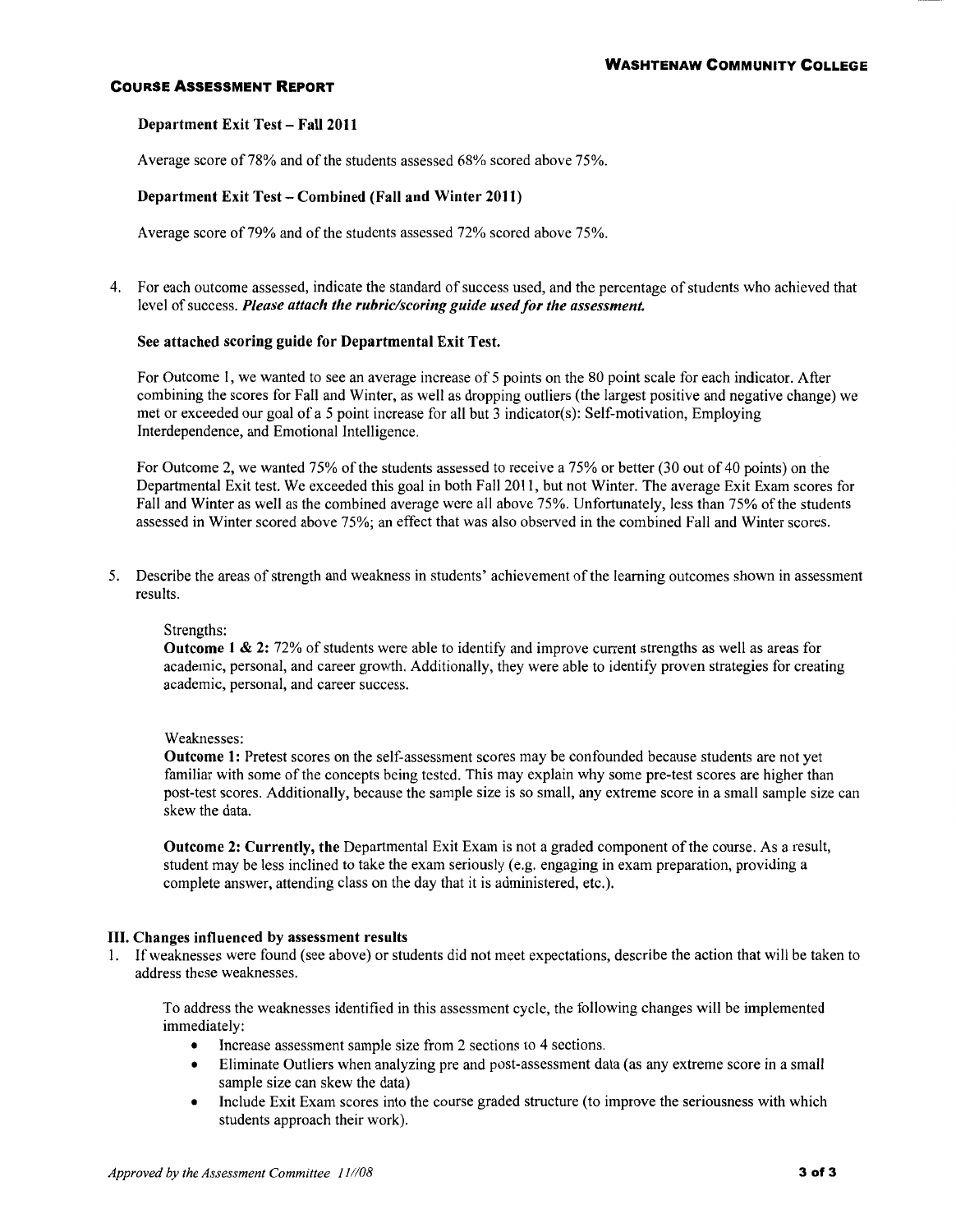**Department Exit Test – Fall 2011**

Average score of 78% and of the students assessed 68% scored above 75%.

**Department Exit Test – Combined (Fall and Winter 2011)**

Average score of 79% and of the students assessed 72% scored above 75%.

4. For each outcome assessed, indicate the standard of success used, and the percentage of students who achieved that level of success. ***Please attach the rubric/scoring guide used for the assessment.***

   **See attached scoring guide for Departmental Exit Test.**

   For Outcome 1, we wanted to see an average increase of 5 points on the 80 point scale for each indicator. After combining the scores for Fall and Winter, as well as dropping outliers (the largest positive and negative change) we met or exceeded our goal of a 5 point increase for all but 3 indicator(s): Self-motivation, Employing Interdependence, and Emotional Intelligence.

   For Outcome 2, we wanted 75% of the students assessed to receive a 75% or better (30 out of 40 points) on the Departmental Exit test. We exceeded this goal in both Fall 2011, but not Winter. The average Exit Exam scores for Fall and Winter as well as the combined average were all above 75%. Unfortunately, less than 75% of the students assessed in Winter scored above 75%; an effect that was also observed in the combined Fall and Winter scores.

5. Describe the areas of strength and weakness in students' achievement of the learning outcomes shown in assessment results.

   Strengths:
   **Outcome 1 & 2:** 72% of students were able to identify and improve current strengths as well as areas for academic, personal, and career growth. Additionally, they were able to identify proven strategies for creating academic, personal, and career success.

   Weaknesses:
   **Outcome 1:** Pretest scores on the self-assessment scores may be confounded because students are not yet familiar with some of the concepts being tested. This may explain why some pre-test scores are higher than post-test scores. Additionally, because the sample size is so small, any extreme score in a small sample size can skew the data.

   **Outcome 2: Currently, the** Departmental Exit Exam is not a graded component of the course. As a result, student may be less inclined to take the exam seriously (e.g. engaging in exam preparation, providing a complete answer, attending class on the day that it is administered, etc.).

## III. Changes influenced by assessment results

1. If weaknesses were found (see above) or students did not meet expectations, describe the action that will be taken to address these weaknesses.

   To address the weaknesses identified in this assessment cycle, the following changes will be implemented immediately:
   - Increase assessment sample size from 2 sections to 4 sections.
   - Eliminate Outliers when analyzing pre and post-assessment data (as any extreme score in a small sample size can skew the data)
   - Include Exit Exam scores into the course graded structure (to improve the seriousness with which students approach their work).

*Approved by the Assessment Committee 11/08*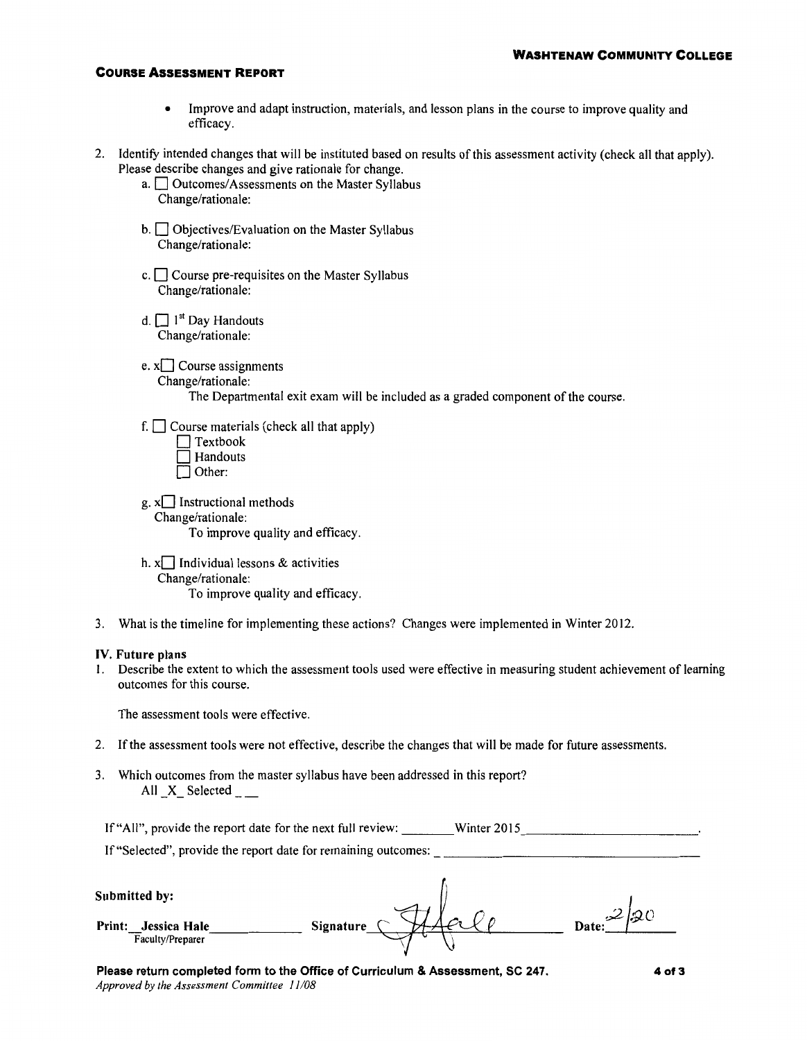- Improve and adapt instruction, materials, and lesson plans in the course to improve quality and efficacy.

2. Identify intended changes that will be instituted based on results of this assessment activity (check all that apply). Please describe changes and give rationale for change.

   a. ☐ Outcomes/Assessments on the Master Syllabus
      Change/rationale:

   b. ☐ Objectives/Evaluation on the Master Syllabus
      Change/rationale:

   c. ☐ Course pre-requisites on the Master Syllabus
      Change/rationale:

   d. ☐ 1st Day Handouts
      Change/rationale:

   e. x☐ Course assignments
      Change/rationale:
      The Departmental exit exam will be included as a graded component of the course.

   f. ☐ Course materials (check all that apply)
      ☐ Textbook
      ☐ Handouts
      ☐ Other:

   g. x☐ Instructional methods
      Change/rationale:
      To improve quality and efficacy.

   h. x☐ Individual lessons & activities
      Change/rationale:
      To improve quality and efficacy.

3. What is the timeline for implementing these actions? Changes were implemented in Winter 2012.

**IV. Future plans**

1. Describe the extent to which the assessment tools used were effective in measuring student achievement of learning outcomes for this course.

   The assessment tools were effective.

2. If the assessment tools were not effective, describe the changes that will be made for future assessments.

3. Which outcomes from the master syllabus have been addressed in this report?
   All _X_ Selected ___

If "All", provide the report date for the next full review: ________ Winter 2015________________________.

If "Selected", provide the report date for remaining outcomes: ____________________________________

**Submitted by:**

**Print:** **Jessica Hale** — Faculty/Preparer  **Signature** JHale  **Date:** 2/20

**Please return completed form to the Office of Curriculum & Assessment, SC 247.**
*Approved by the Assessment Committee 11/08*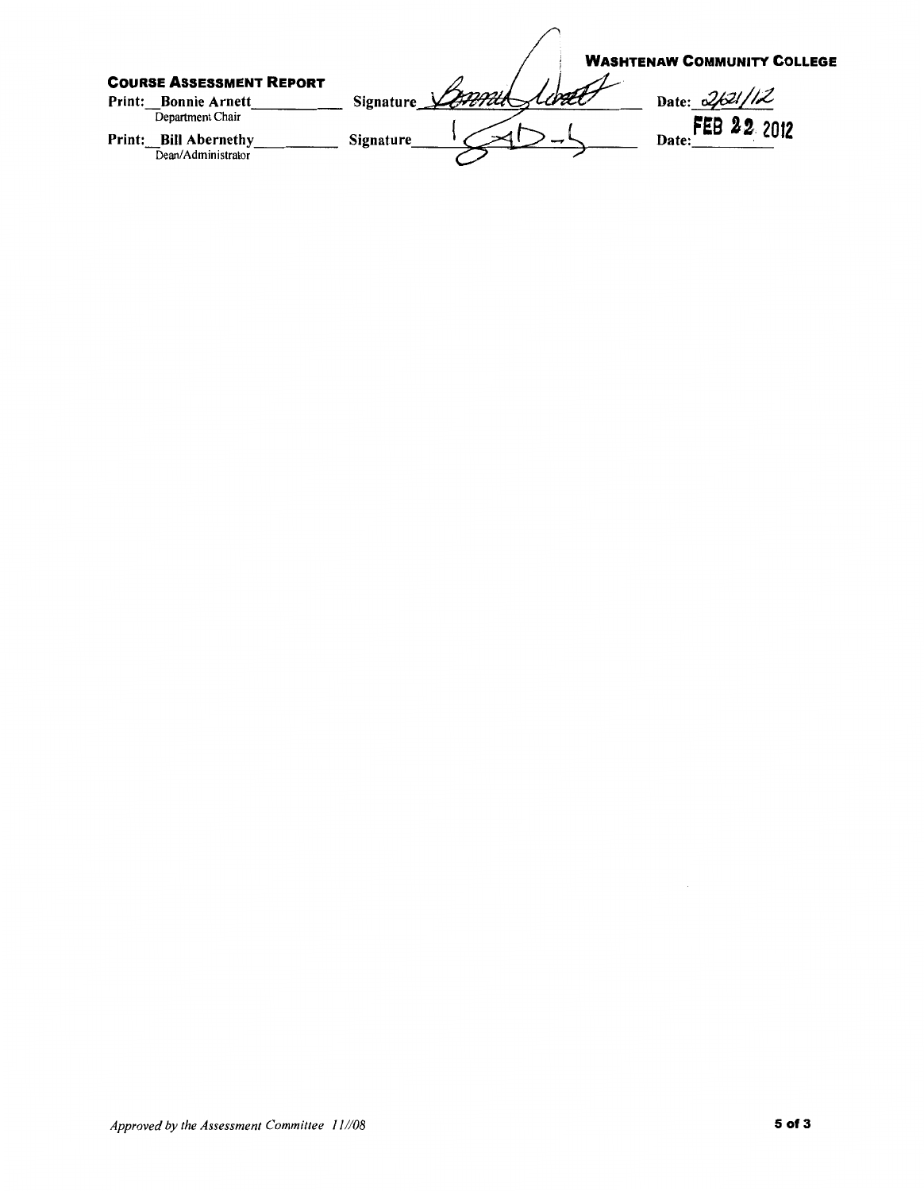**WASHTENAW COMMUNITY COLLEGE**

**COURSE ASSESSMENT REPORT**

Print: Bonnie Arnett &nbsp;&nbsp;&nbsp;&nbsp; Signature: Bonnie Arnett &nbsp;&nbsp;&nbsp;&nbsp; Date: 2/21/12
Department Chair

Print: Bill Abernethy &nbsp;&nbsp;&nbsp;&nbsp; Signature: [signature] &nbsp;&nbsp;&nbsp;&nbsp; Date: FEB 22 2012
Dean/Administrator

*Approved by the Assessment Committee 11//08*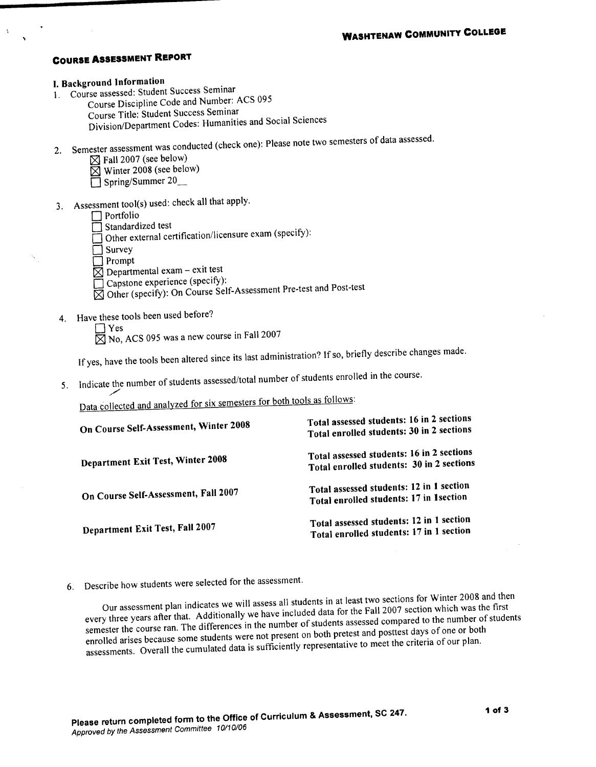**WASHTENAW COMMUNITY COLLEGE**

## COURSE ASSESSMENT REPORT

### I. Background Information

1. Course assessed: Student Success Seminar
   - Course Discipline Code and Number: ACS 095
   - Course Title: Student Success Seminar
   - Division/Department Codes: Humanities and Social Sciences

2. Semester assessment was conducted (check one): Please note two semesters of data assessed.
   - ☒ Fall 2007 (see below)
   - ☒ Winter 2008 (see below)
   - ☐ Spring/Summer 20__

3. Assessment tool(s) used: check all that apply.
   - ☐ Portfolio
   - ☐ Standardized test
   - ☐ Other external certification/licensure exam (specify):
   - ☐ Survey
   - ☐ Prompt
   - ☒ Departmental exam – exit test
   - ☐ Capstone experience (specify):
   - ☒ Other (specify): On Course Self-Assessment Pre-test and Post-test

4. Have these tools been used before?
   - ☐ Yes
   - ☒ No, ACS 095 was a new course in Fall 2007

   If yes, have the tools been altered since its last administration? If so, briefly describe changes made.

5. Indicate the number of students assessed/total number of students enrolled in the course.

   Data collected and analyzed for six semesters for both tools as follows:

| | |
|---|---|
| **On Course Self-Assessment, Winter 2008** | **Total assessed students: 16 in 2 sections**<br>**Total enrolled students: 30 in 2 sections** |
| **Department Exit Test, Winter 2008** | **Total assessed students: 16 in 2 sections**<br>**Total enrolled students: 30 in 2 sections** |
| **On Course Self-Assessment, Fall 2007** | **Total assessed students: 12 in 1 section**<br>**Total enrolled students: 17 in 1section** |
| **Department Exit Test, Fall 2007** | **Total assessed students: 12 in 1 section**<br>**Total enrolled students: 17 in 1 section** |

6. Describe how students were selected for the assessment.

   Our assessment plan indicates we will assess all students in at least two sections for Winter 2008 and then every three years after that. Additionally we have included data for the Fall 2007 section which was the first semester the course ran. The differences in the number of students assessed compared to the number of students enrolled arises because some students were not present on both pretest and posttest days of one or both assessments. Overall the cumulated data is sufficiently representative to meet the criteria of our plan.

**Please return completed form to the Office of Curriculum & Assessment, SC 247.**
*Approved by the Assessment Committee 10/10/06*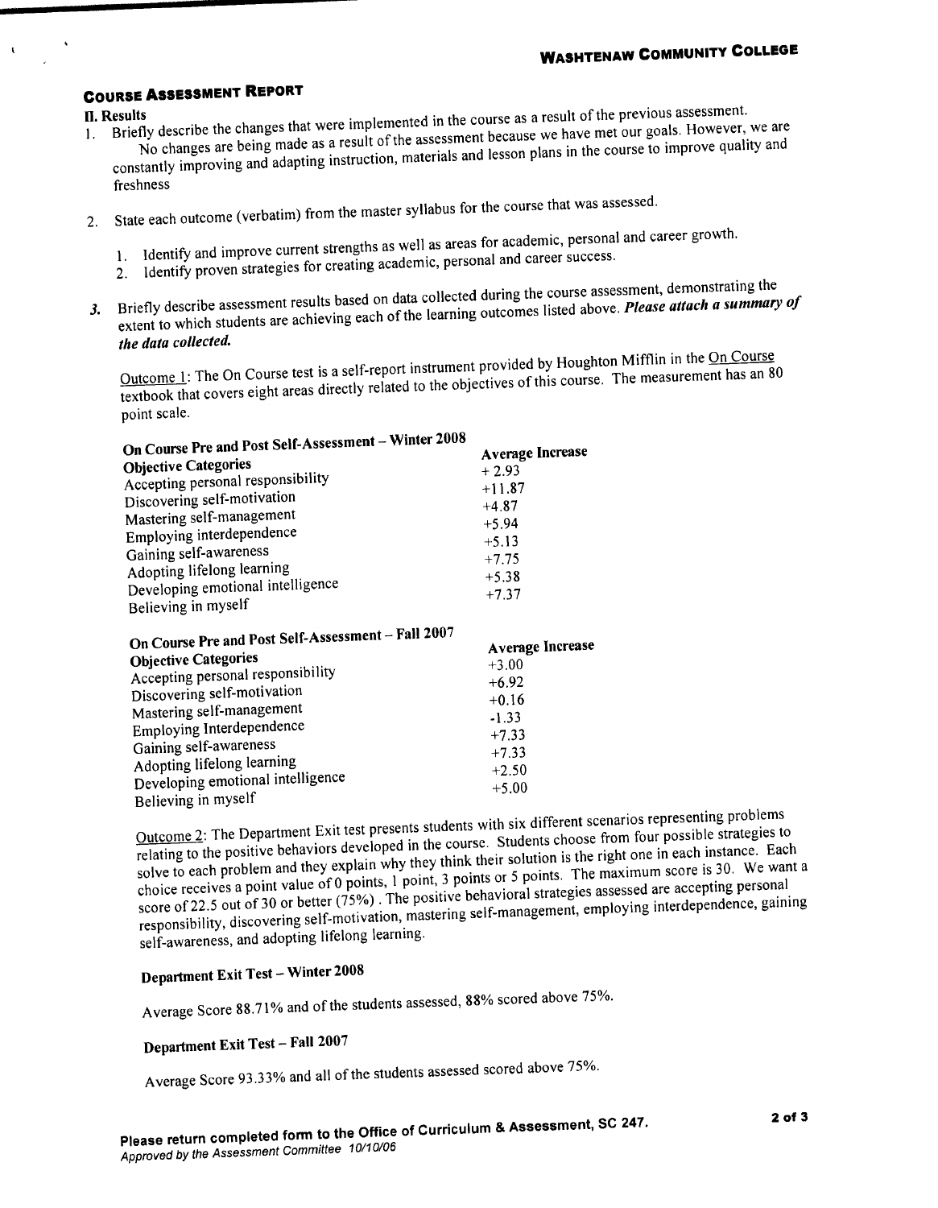**WASHTENAW COMMUNITY COLLEGE**

## COURSE ASSESSMENT REPORT

### II. Results

1. Briefly describe the changes that were implemented in the course as a result of the previous assessment.

   No changes are being made as a result of the assessment because we have met our goals. However, we are constantly improving and adapting instruction, materials and lesson plans in the course to improve quality and freshness

2. State each outcome (verbatim) from the master syllabus for the course that was assessed.

   1. Identify and improve current strengths as well as areas for academic, personal and career growth.
   2. Identify proven strategies for creating academic, personal and career success.

3. Briefly describe assessment results based on data collected during the course assessment, demonstrating the extent to which students are achieving each of the learning outcomes listed above. ***Please attach a summary of the data collected.***

   Outcome 1: The On Course test is a self-report instrument provided by Houghton Mifflin in the On Course textbook that covers eight areas directly related to the objectives of this course. The measurement has an 80 point scale.

**On Course Pre and Post Self-Assessment – Winter 2008**

| Objective Categories | Average Increase |
|---|---|
| Accepting personal responsibility | + 2.93 |
| Discovering self-motivation | +11.87 |
| Mastering self-management | +4.87 |
| Employing interdependence | +5.94 |
| Gaining self-awareness | +5.13 |
| Adopting lifelong learning | +7.75 |
| Developing emotional intelligence | +5.38 |
| Believing in myself | +7.37 |

**On Course Pre and Post Self-Assessment – Fall 2007**

| Objective Categories | Average Increase |
|---|---|
| Accepting personal responsibility | +3.00 |
| Discovering self-motivation | +6.92 |
| Mastering self-management | +0.16 |
| Employing Interdependence | -1.33 |
| Gaining self-awareness | +7.33 |
| Adopting lifelong learning | +7.33 |
| Developing emotional intelligence | +2.50 |
| Believing in myself | +5.00 |

Outcome 2: The Department Exit test presents students with six different scenarios representing problems relating to the positive behaviors developed in the course. Students choose from four possible strategies to solve to each problem and they explain why they think their solution is the right one in each instance. Each choice receives a point value of 0 points, 1 point, 3 points or 5 points. The maximum score is 30. We want a score of 22.5 out of 30 or better (75%) . The positive behavioral strategies assessed are accepting personal responsibility, discovering self-motivation, mastering self-management, employing interdependence, gaining self-awareness, and adopting lifelong learning.

**Department Exit Test – Winter 2008**

Average Score 88.71% and of the students assessed, 88% scored above 75%.

**Department Exit Test – Fall 2007**

Average Score 93.33% and all of the students assessed scored above 75%.

**Please return completed form to the Office of Curriculum & Assessment, SC 247.**
*Approved by the Assessment Committee 10/10/06*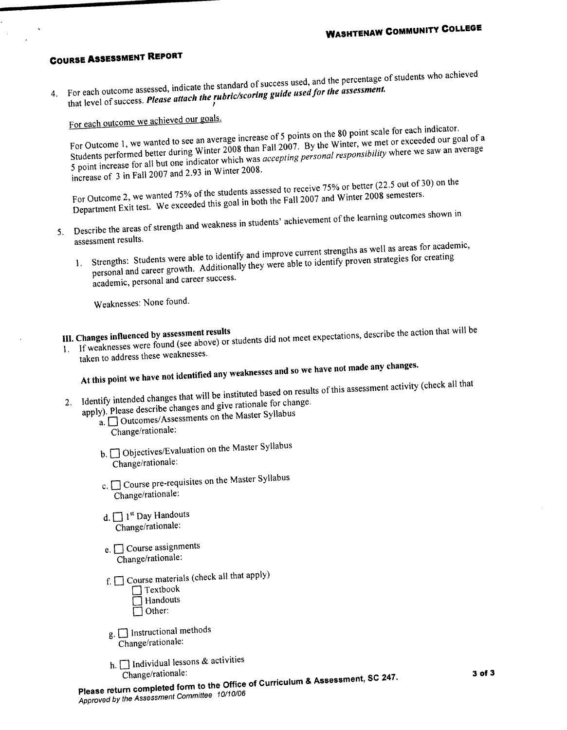**Washtenaw Community College**

## Course Assessment Report

4. For each outcome assessed, indicate the standard of success used, and the percentage of students who achieved that level of success. ***Please attach the rubric/scoring guide used for the assessment.***

   For each outcome we achieved our goals.

   For Outcome 1, we wanted to see an average increase of 5 points on the 80 point scale for each indicator. Students performed better during Winter 2008 than Fall 2007. By the Winter, we met or exceeded our goal of a 5 point increase for all but one indicator which was *accepting personal responsibility* where we saw an average increase of 3 in Fall 2007 and 2.93 in Winter 2008.

   For Outcome 2, we wanted 75% of the students assessed to receive 75% or better (22.5 out of 30) on the Department Exit test. We exceeded this goal in both the Fall 2007 and Winter 2008 semesters.

5. Describe the areas of strength and weakness in students' achievement of the learning outcomes shown in assessment results.

   1. Strengths: Students were able to identify and improve current strengths as well as areas for academic, personal and career growth. Additionally they were able to identify proven strategies for creating academic, personal and career success.

      Weaknesses: None found.

### III. Changes influenced by assessment results

1. If weaknesses were found (see above) or students did not meet expectations, describe the action that will be taken to address these weaknesses.

   **At this point we have not identified any weaknesses and so we have not made any changes.**

2. Identify intended changes that will be instituted based on results of this assessment activity (check all that apply). Please describe changes and give rationale for change.

   a. ☐ Outcomes/Assessments on the Master Syllabus
      Change/rationale:

   b. ☐ Objectives/Evaluation on the Master Syllabus
      Change/rationale:

   c. ☐ Course pre-requisites on the Master Syllabus
      Change/rationale:

   d. ☐ 1st Day Handouts
      Change/rationale:

   e. ☐ Course assignments
      Change/rationale:

   f. ☐ Course materials (check all that apply)
      ☐ Textbook
      ☐ Handouts
      ☐ Other:

   g. ☐ Instructional methods
      Change/rationale:

   h. ☐ Individual lessons & activities
      Change/rationale:

**Please return completed form to the Office of Curriculum & Assessment, SC 247.**
*Approved by the Assessment Committee 10/10/06*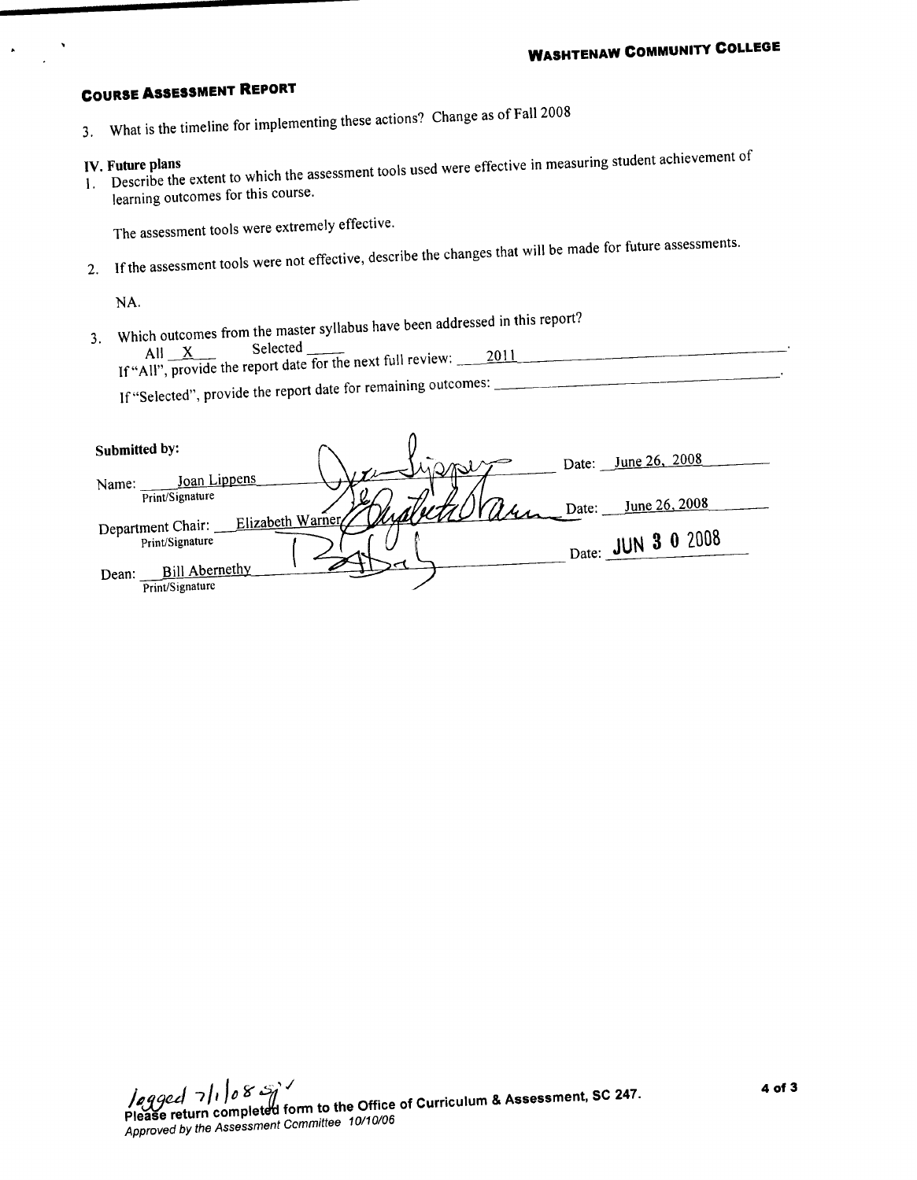**WASHTENAW COMMUNITY COLLEGE**

## COURSE ASSESSMENT REPORT

3. What is the timeline for implementing these actions? Change as of Fall 2008

**IV. Future plans**

1. Describe the extent to which the assessment tools used were effective in measuring student achievement of learning outcomes for this course.

   The assessment tools were extremely effective.

2. If the assessment tools were not effective, describe the changes that will be made for future assessments.

   NA.

3. Which outcomes from the master syllabus have been addressed in this report?
   All __X__ Selected ____
   If "All", provide the report date for the next full review: __2011__.
   If "Selected", provide the report date for remaining outcomes: ________.

**Submitted by:**

Name: Joan Lippens — Print/Signature — Date: June 26, 2008

Department Chair: Elizabeth Warner — Print/Signature — Date: June 26, 2008

Dean: Bill Abernethy — Print/Signature — Date: JUN 3 0 2008

logged 7/1/08

Please return completed form to the Office of Curriculum & Assessment, SC 247.
*Approved by the Assessment Committee 10/10/06*